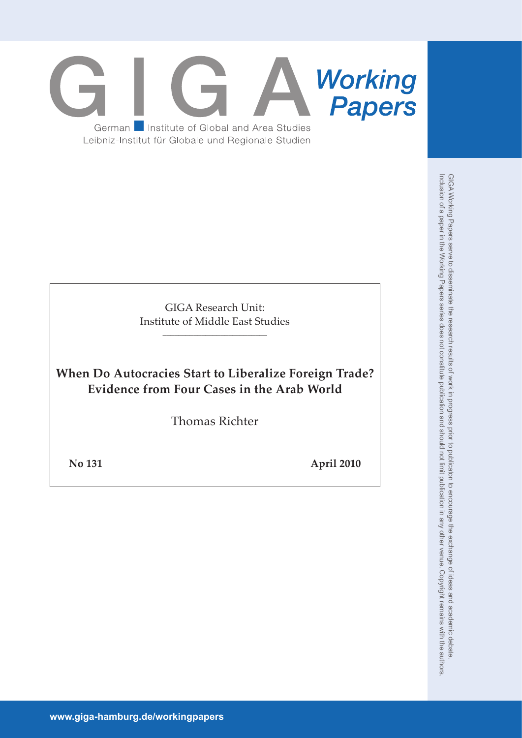GIGA Working Papers

German Institute of Global and Area Studies
Leibniz-Institut für Globale und Regionale Studien

GIGA Research Unit:
Institute of Middle East Studies

# When Do Autocracies Start to Liberalize Foreign Trade? Evidence from Four Cases in the Arab World

Thomas Richter

**No 131** **April 2010**

GIGA Working Papers serve to disseminate the research results of work in progress prior to publicaton to encourage the exchange of ideas and academic debate. Inclusion of a paper in the Working Papers series does not constitute publication and should not limit publication in any other venue. Copyright remains with the authors.

www.giga-hamburg.de/workingpapers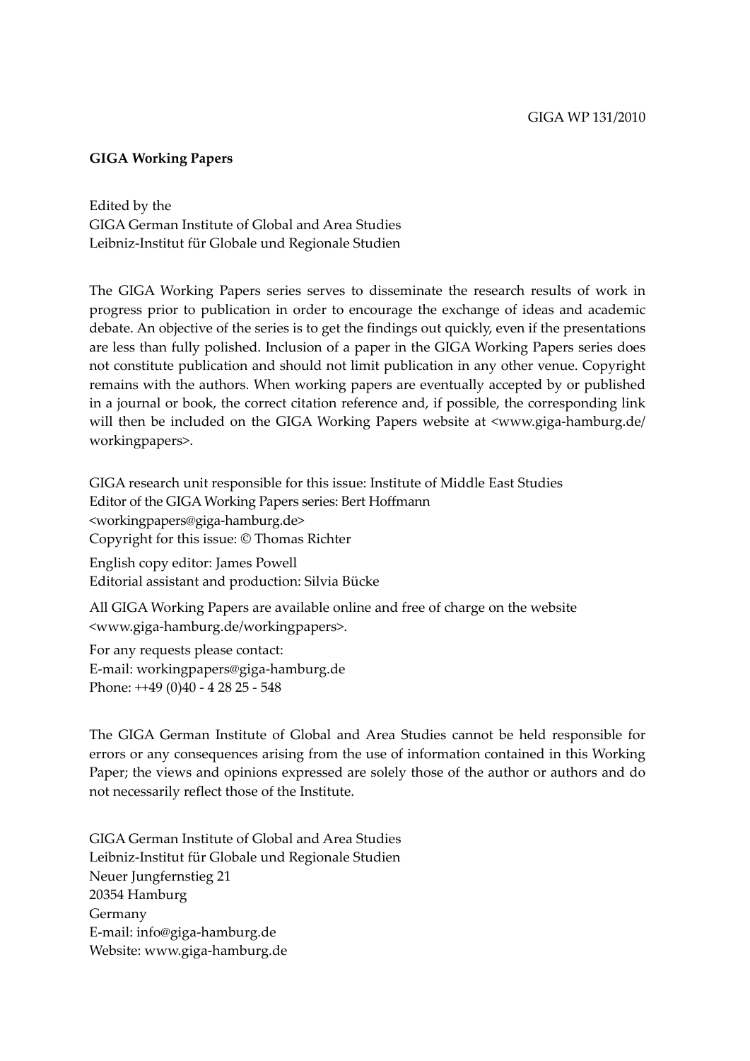GIGA WP 131/2010

**GIGA Working Papers**

Edited by the
GIGA German Institute of Global and Area Studies
Leibniz-Institut für Globale und Regionale Studien

The GIGA Working Papers series serves to disseminate the research results of work in progress prior to publication in order to encourage the exchange of ideas and academic debate. An objective of the series is to get the findings out quickly, even if the presentations are less than fully polished. Inclusion of a paper in the GIGA Working Papers series does not constitute publication and should not limit publication in any other venue. Copyright remains with the authors. When working papers are eventually accepted by or published in a journal or book, the correct citation reference and, if possible, the corresponding link will then be included on the GIGA Working Papers website at <www.giga-hamburg.de/workingpapers>.

GIGA research unit responsible for this issue: Institute of Middle East Studies
Editor of the GIGA Working Papers series: Bert Hoffmann
<workingpapers@giga-hamburg.de>
Copyright for this issue: © Thomas Richter

English copy editor: James Powell
Editorial assistant and production: Silvia Bücke

All GIGA Working Papers are available online and free of charge on the website <www.giga-hamburg.de/workingpapers>.

For any requests please contact:
E-mail: workingpapers@giga-hamburg.de
Phone: ++49 (0)40 - 4 28 25 - 548

The GIGA German Institute of Global and Area Studies cannot be held responsible for errors or any consequences arising from the use of information contained in this Working Paper; the views and opinions expressed are solely those of the author or authors and do not necessarily reflect those of the Institute.

GIGA German Institute of Global and Area Studies
Leibniz-Institut für Globale und Regionale Studien
Neuer Jungfernstieg 21
20354 Hamburg
Germany
E-mail: info@giga-hamburg.de
Website: www.giga-hamburg.de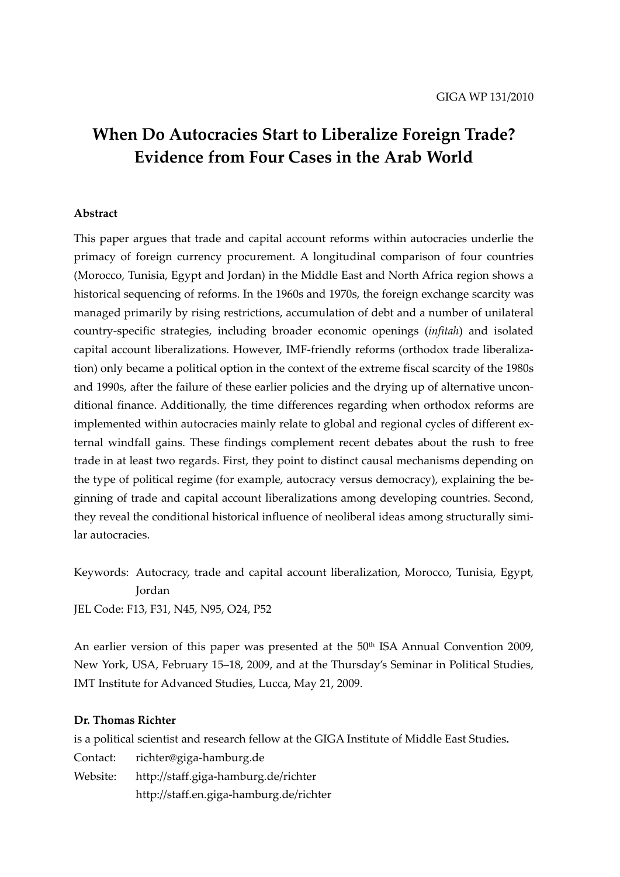GIGA WP 131/2010

# When Do Autocracies Start to Liberalize Foreign Trade? Evidence from Four Cases in the Arab World

**Abstract**

This paper argues that trade and capital account reforms within autocracies underlie the primacy of foreign currency procurement. A longitudinal comparison of four countries (Morocco, Tunisia, Egypt and Jordan) in the Middle East and North Africa region shows a historical sequencing of reforms. In the 1960s and 1970s, the foreign exchange scarcity was managed primarily by rising restrictions, accumulation of debt and a number of unilateral country-specific strategies, including broader economic openings (*infitah*) and isolated capital account liberalizations. However, IMF-friendly reforms (orthodox trade liberalization) only became a political option in the context of the extreme fiscal scarcity of the 1980s and 1990s, after the failure of these earlier policies and the drying up of alternative unconditional finance. Additionally, the time differences regarding when orthodox reforms are implemented within autocracies mainly relate to global and regional cycles of different external windfall gains. These findings complement recent debates about the rush to free trade in at least two regards. First, they point to distinct causal mechanisms depending on the type of political regime (for example, autocracy versus democracy), explaining the beginning of trade and capital account liberalizations among developing countries. Second, they reveal the conditional historical influence of neoliberal ideas among structurally similar autocracies.

Keywords: Autocracy, trade and capital account liberalization, Morocco, Tunisia, Egypt, Jordan

JEL Code: F13, F31, N45, N95, O24, P52

An earlier version of this paper was presented at the 50th ISA Annual Convention 2009, New York, USA, February 15–18, 2009, and at the Thursday's Seminar in Political Studies, IMT Institute for Advanced Studies, Lucca, May 21, 2009.

**Dr. Thomas Richter**

is a political scientist and research fellow at the GIGA Institute of Middle East Studies.

Contact: richter@giga-hamburg.de

Website: http://staff.giga-hamburg.de/richter
http://staff.en.giga-hamburg.de/richter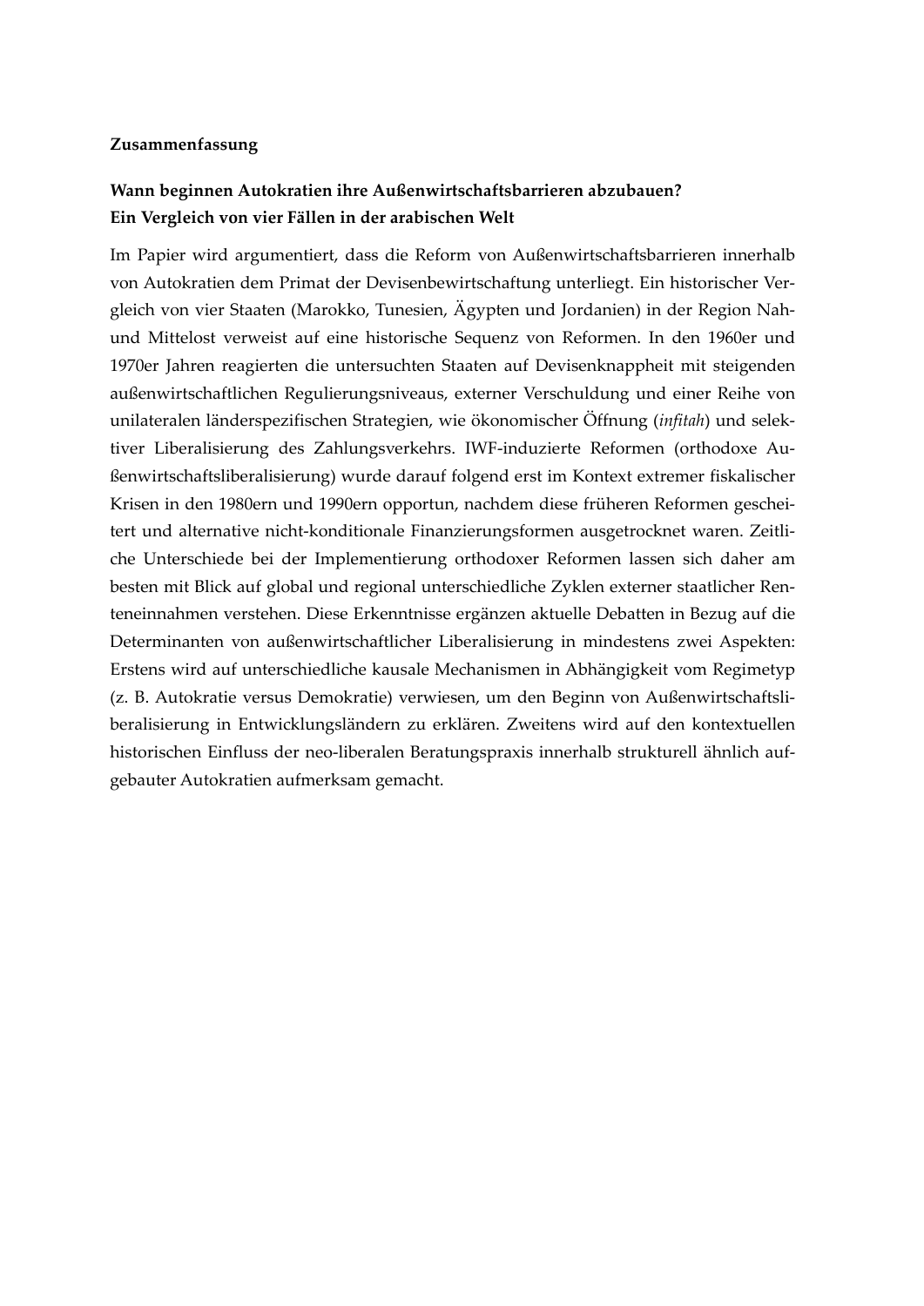**Zusammenfassung**

**Wann beginnen Autokratien ihre Außenwirtschaftsbarrieren abzubauen?**
**Ein Vergleich von vier Fällen in der arabischen Welt**

Im Papier wird argumentiert, dass die Reform von Außenwirtschaftsbarrieren innerhalb von Autokratien dem Primat der Devisenbewirtschaftung unterliegt. Ein historischer Vergleich von vier Staaten (Marokko, Tunesien, Ägypten und Jordanien) in der Region Nah- und Mittelost verweist auf eine historische Sequenz von Reformen. In den 1960er und 1970er Jahren reagierten die untersuchten Staaten auf Devisenknappheit mit steigenden außenwirtschaftlichen Regulierungsniveaus, externer Verschuldung und einer Reihe von unilateralen länderspezifischen Strategien, wie ökonomischer Öffnung (*infitah*) und selektiver Liberalisierung des Zahlungsverkehrs. IWF-induzierte Reformen (orthodoxe Außenwirtschaftsliberalisierung) wurde darauf folgend erst im Kontext extremer fiskalischer Krisen in den 1980ern und 1990ern opportun, nachdem diese früheren Reformen gescheitert und alternative nicht-konditionale Finanzierungsformen ausgetrocknet waren. Zeitliche Unterschiede bei der Implementierung orthodoxer Reformen lassen sich daher am besten mit Blick auf global und regional unterschiedliche Zyklen externer staatlicher Renteneinnahmen verstehen. Diese Erkenntnisse ergänzen aktuelle Debatten in Bezug auf die Determinanten von außenwirtschaftlicher Liberalisierung in mindestens zwei Aspekten: Erstens wird auf unterschiedliche kausale Mechanismen in Abhängigkeit vom Regimetyp (z. B. Autokratie versus Demokratie) verwiesen, um den Beginn von Außenwirtschaftsliberalisierung in Entwicklungsländern zu erklären. Zweitens wird auf den kontextuellen historischen Einfluss der neo-liberalen Beratungspraxis innerhalb strukturell ähnlich aufgebauter Autokratien aufmerksam gemacht.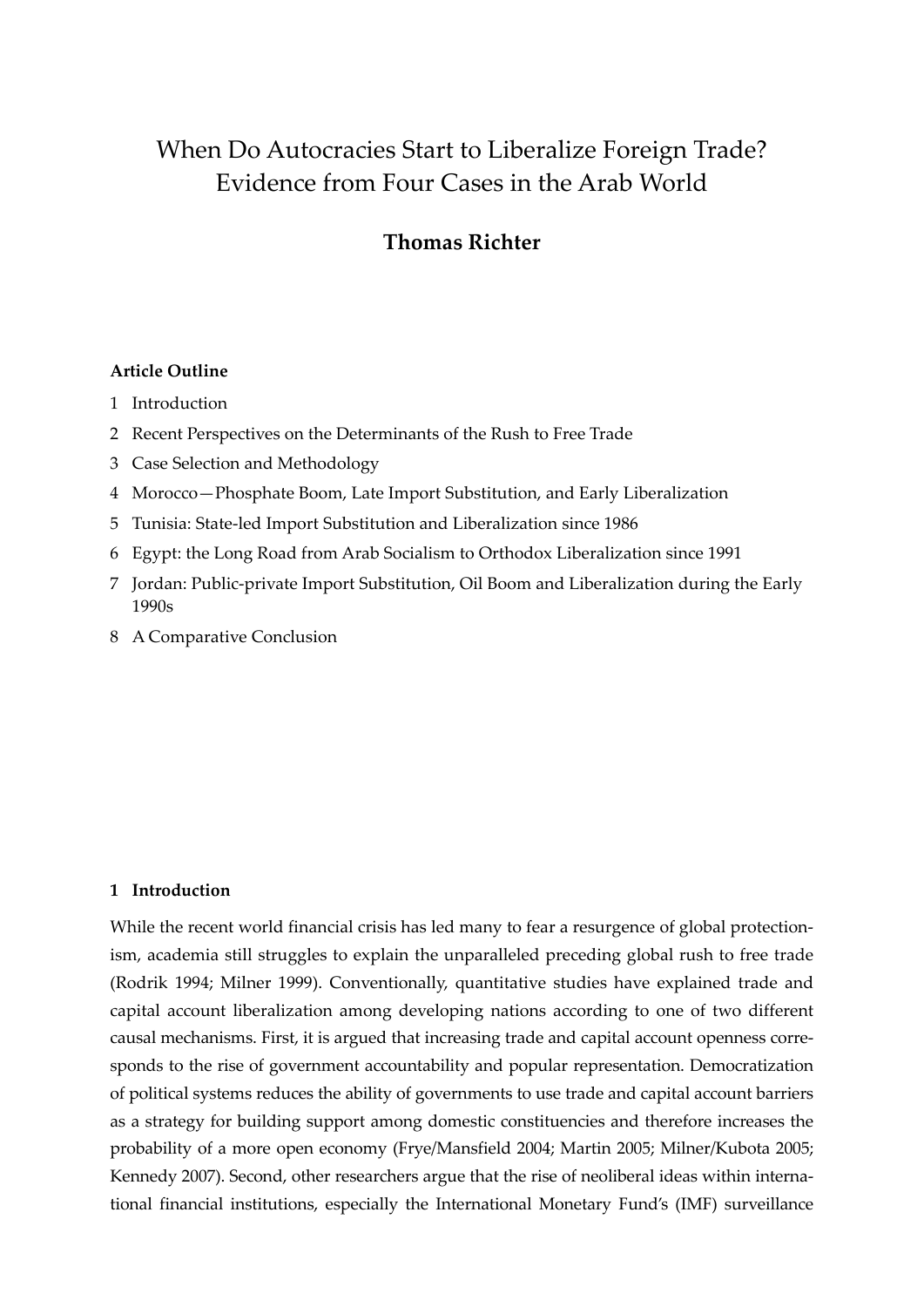# When Do Autocracies Start to Liberalize Foreign Trade? Evidence from Four Cases in the Arab World

**Thomas Richter**

**Article Outline**

1 Introduction

2 Recent Perspectives on the Determinants of the Rush to Free Trade

3 Case Selection and Methodology

4 Morocco—Phosphate Boom, Late Import Substitution, and Early Liberalization

5 Tunisia: State-led Import Substitution and Liberalization since 1986

6 Egypt: the Long Road from Arab Socialism to Orthodox Liberalization since 1991

7 Jordan: Public-private Import Substitution, Oil Boom and Liberalization during the Early 1990s

8 A Comparative Conclusion

## 1 Introduction

While the recent world financial crisis has led many to fear a resurgence of global protectionism, academia still struggles to explain the unparalleled preceding global rush to free trade (Rodrik 1994; Milner 1999). Conventionally, quantitative studies have explained trade and capital account liberalization among developing nations according to one of two different causal mechanisms. First, it is argued that increasing trade and capital account openness corresponds to the rise of government accountability and popular representation. Democratization of political systems reduces the ability of governments to use trade and capital account barriers as a strategy for building support among domestic constituencies and therefore increases the probability of a more open economy (Frye/Mansfield 2004; Martin 2005; Milner/Kubota 2005; Kennedy 2007). Second, other researchers argue that the rise of neoliberal ideas within international financial institutions, especially the International Monetary Fund's (IMF) surveillance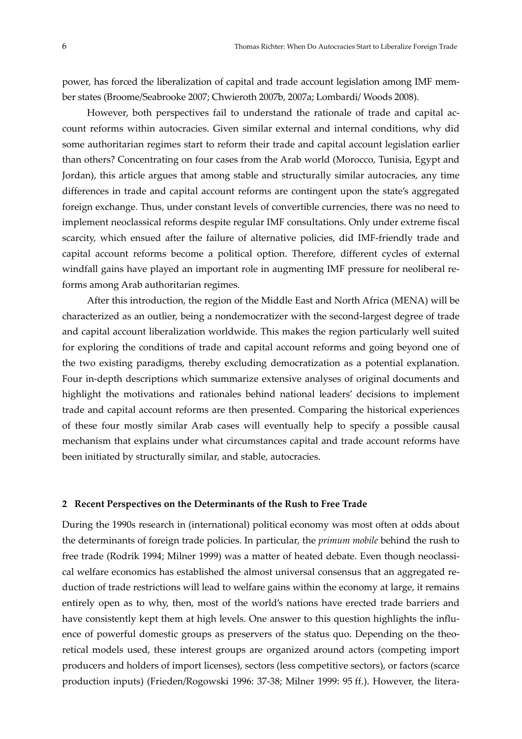power, has forced the liberalization of capital and trade account legislation among IMF member states (Broome/Seabrooke 2007; Chwieroth 2007b, 2007a; Lombardi/ Woods 2008).

However, both perspectives fail to understand the rationale of trade and capital account reforms within autocracies. Given similar external and internal conditions, why did some authoritarian regimes start to reform their trade and capital account legislation earlier than others? Concentrating on four cases from the Arab world (Morocco, Tunisia, Egypt and Jordan), this article argues that among stable and structurally similar autocracies, any time differences in trade and capital account reforms are contingent upon the state's aggregated foreign exchange. Thus, under constant levels of convertible currencies, there was no need to implement neoclassical reforms despite regular IMF consultations. Only under extreme fiscal scarcity, which ensued after the failure of alternative policies, did IMF-friendly trade and capital account reforms become a political option. Therefore, different cycles of external windfall gains have played an important role in augmenting IMF pressure for neoliberal reforms among Arab authoritarian regimes.

After this introduction, the region of the Middle East and North Africa (MENA) will be characterized as an outlier, being a nondemocratizer with the second-largest degree of trade and capital account liberalization worldwide. This makes the region particularly well suited for exploring the conditions of trade and capital account reforms and going beyond one of the two existing paradigms, thereby excluding democratization as a potential explanation. Four in-depth descriptions which summarize extensive analyses of original documents and highlight the motivations and rationales behind national leaders' decisions to implement trade and capital account reforms are then presented. Comparing the historical experiences of these four mostly similar Arab cases will eventually help to specify a possible causal mechanism that explains under what circumstances capital and trade account reforms have been initiated by structurally similar, and stable, autocracies.

## 2 Recent Perspectives on the Determinants of the Rush to Free Trade

During the 1990s research in (international) political economy was most often at odds about the determinants of foreign trade policies. In particular, the *primum mobile* behind the rush to free trade (Rodrik 1994; Milner 1999) was a matter of heated debate. Even though neoclassical welfare economics has established the almost universal consensus that an aggregated reduction of trade restrictions will lead to welfare gains within the economy at large, it remains entirely open as to why, then, most of the world's nations have erected trade barriers and have consistently kept them at high levels. One answer to this question highlights the influence of powerful domestic groups as preservers of the status quo. Depending on the theoretical models used, these interest groups are organized around actors (competing import producers and holders of import licenses), sectors (less competitive sectors), or factors (scarce production inputs) (Frieden/Rogowski 1996: 37-38; Milner 1999: 95 ff.). However, the litera-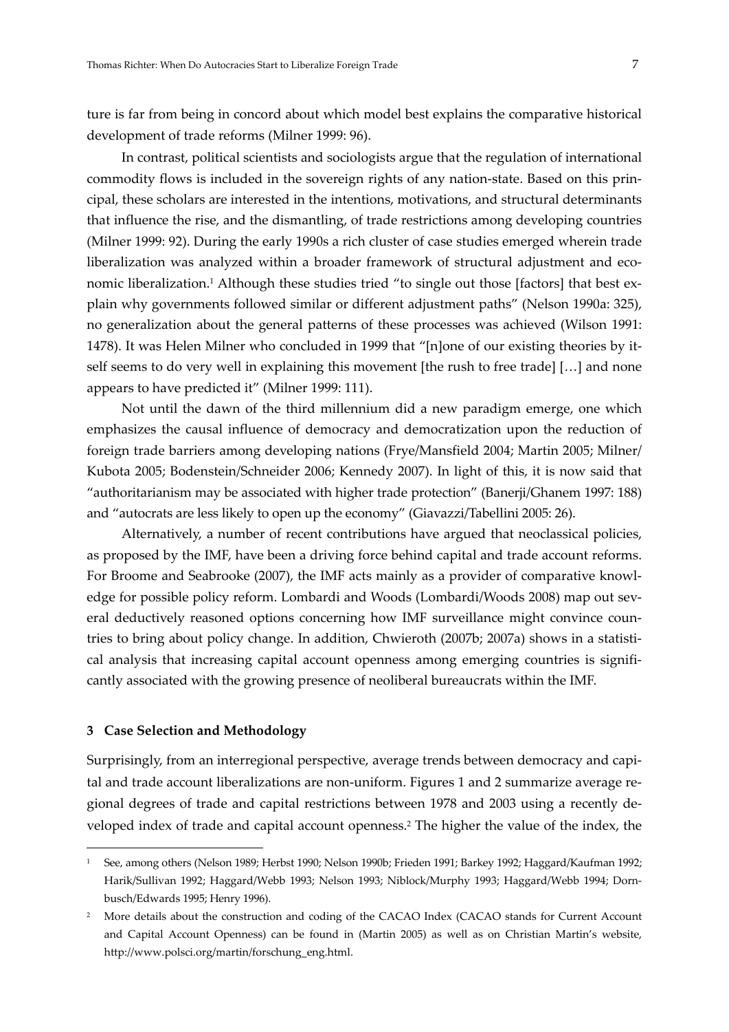ture is far from being in concord about which model best explains the comparative historical development of trade reforms (Milner 1999: 96).

In contrast, political scientists and sociologists argue that the regulation of international commodity flows is included in the sovereign rights of any nation-state. Based on this principal, these scholars are interested in the intentions, motivations, and structural determinants that influence the rise, and the dismantling, of trade restrictions among developing countries (Milner 1999: 92). During the early 1990s a rich cluster of case studies emerged wherein trade liberalization was analyzed within a broader framework of structural adjustment and economic liberalization.[1] Although these studies tried "to single out those [factors] that best explain why governments followed similar or different adjustment paths" (Nelson 1990a: 325), no generalization about the general patterns of these processes was achieved (Wilson 1991: 1478). It was Helen Milner who concluded in 1999 that "[n]one of our existing theories by itself seems to do very well in explaining this movement [the rush to free trade] […] and none appears to have predicted it" (Milner 1999: 111).

Not until the dawn of the third millennium did a new paradigm emerge, one which emphasizes the causal influence of democracy and democratization upon the reduction of foreign trade barriers among developing nations (Frye/Mansfield 2004; Martin 2005; Milner/Kubota 2005; Bodenstein/Schneider 2006; Kennedy 2007). In light of this, it is now said that "authoritarianism may be associated with higher trade protection" (Banerji/Ghanem 1997: 188) and "autocrats are less likely to open up the economy" (Giavazzi/Tabellini 2005: 26).

Alternatively, a number of recent contributions have argued that neoclassical policies, as proposed by the IMF, have been a driving force behind capital and trade account reforms. For Broome and Seabrooke (2007), the IMF acts mainly as a provider of comparative knowledge for possible policy reform. Lombardi and Woods (Lombardi/Woods 2008) map out several deductively reasoned options concerning how IMF surveillance might convince countries to bring about policy change. In addition, Chwieroth (2007b; 2007a) shows in a statistical analysis that increasing capital account openness among emerging countries is significantly associated with the growing presence of neoliberal bureaucrats within the IMF.

## 3 Case Selection and Methodology

Surprisingly, from an interregional perspective, average trends between democracy and capital and trade account liberalizations are non-uniform. Figures 1 and 2 summarize average regional degrees of trade and capital restrictions between 1978 and 2003 using a recently developed index of trade and capital account openness.[2] The higher the value of the index, the

---

[1] See, among others (Nelson 1989; Herbst 1990; Nelson 1990b; Frieden 1991; Barkey 1992; Haggard/Kaufman 1992; Harik/Sullivan 1992; Haggard/Webb 1993; Nelson 1993; Niblock/Murphy 1993; Haggard/Webb 1994; Dornbusch/Edwards 1995; Henry 1996).

[2] More details about the construction and coding of the CACAO Index (CACAO stands for Current Account and Capital Account Openness) can be found in (Martin 2005) as well as on Christian Martin's website, http://www.polsci.org/martin/forschung_eng.html.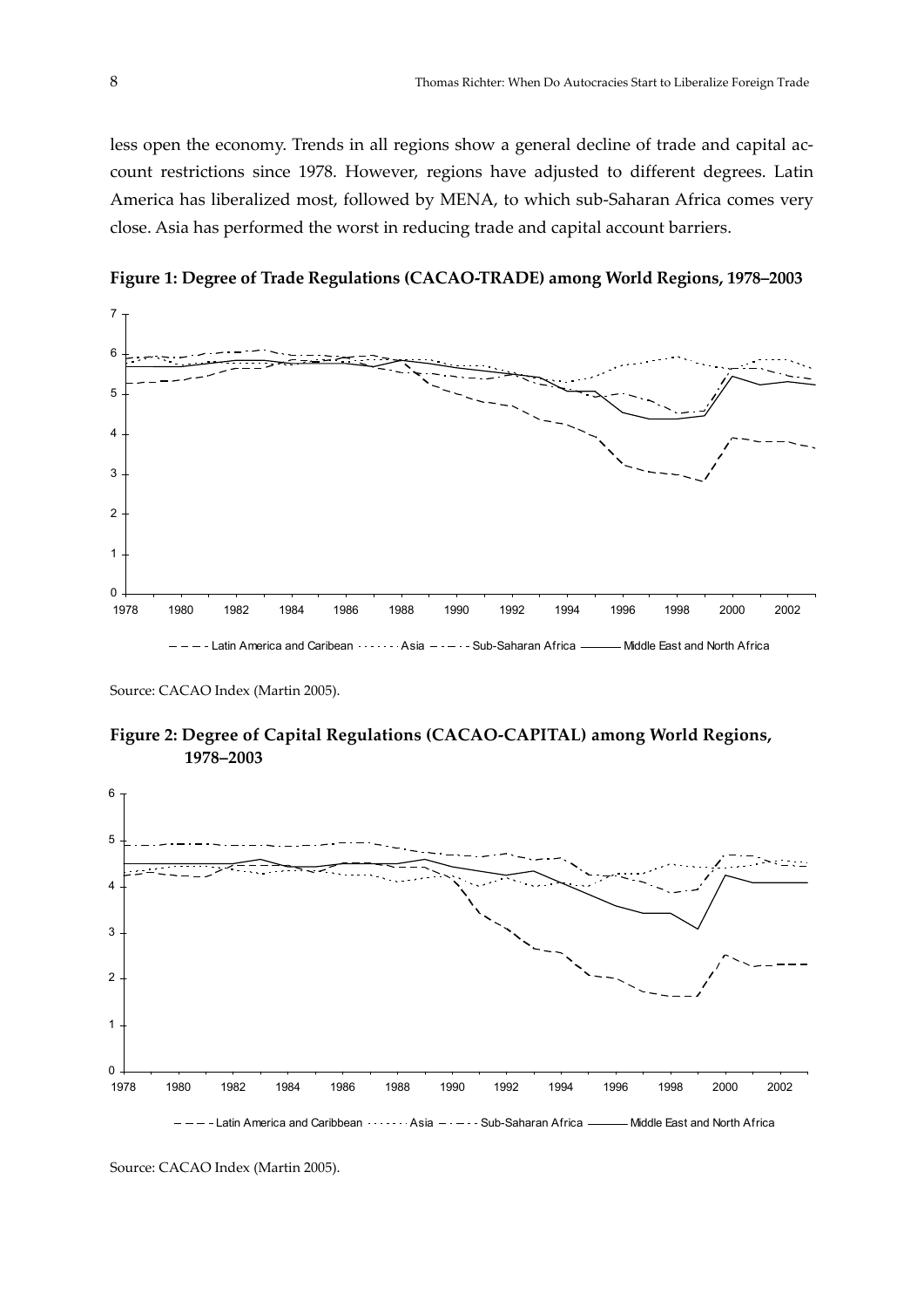less open the economy. Trends in all regions show a general decline of trade and capital account restrictions since 1978. However, regions have adjusted to different degrees. Latin America has liberalized most, followed by MENA, to which sub-Saharan Africa comes very close. Asia has performed the worst in reducing trade and capital account barriers.

**Figure 1: Degree of Trade Regulations (CACAO-TRADE) among World Regions, 1978–2003**

Source: CACAO Index (Martin 2005).

**Figure 2: Degree of Capital Regulations (CACAO-CAPITAL) among World Regions, 1978–2003**

Source: CACAO Index (Martin 2005).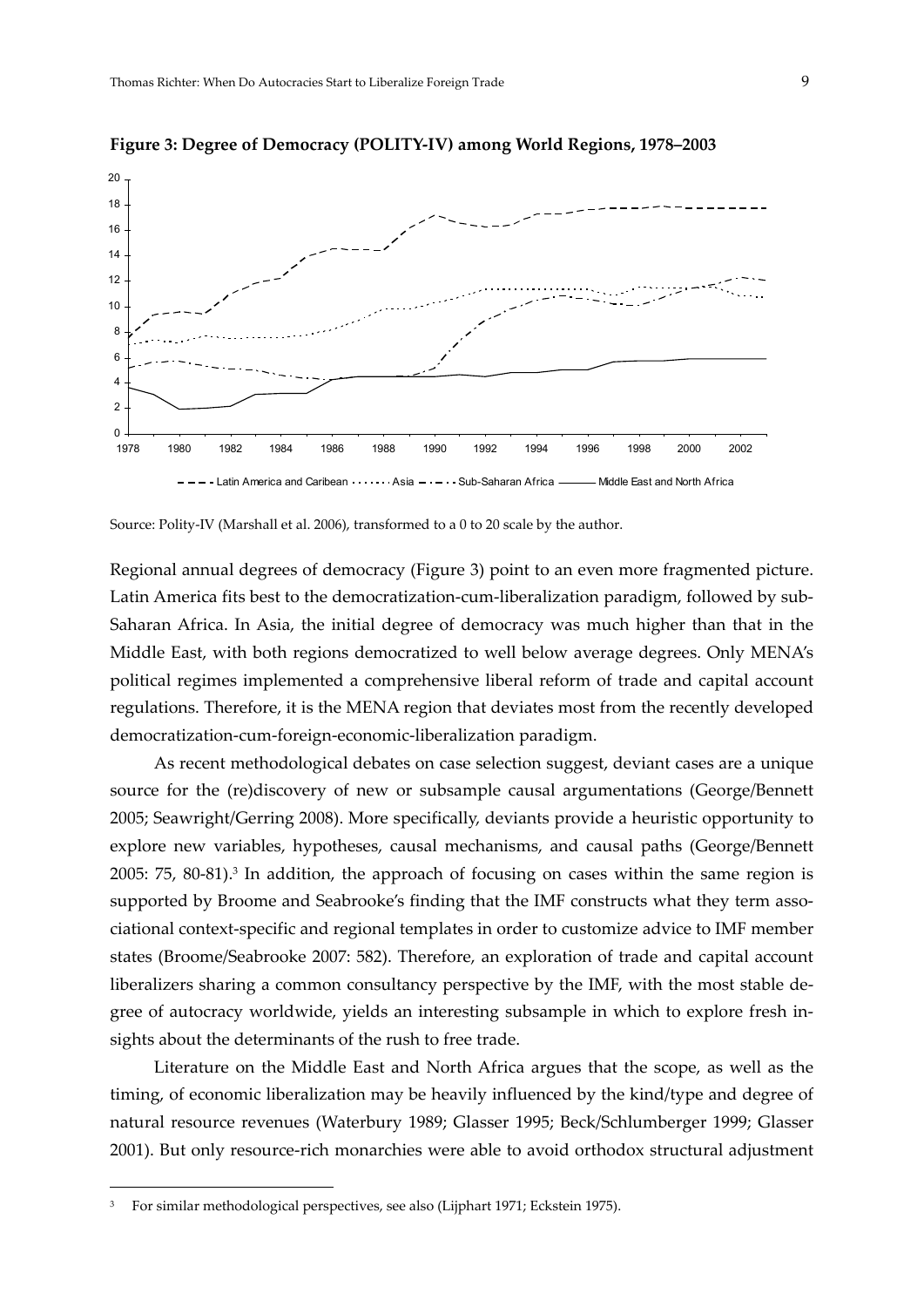**Figure 3: Degree of Democracy (POLITY-IV) among World Regions, 1978–2003**

Source: Polity-IV (Marshall et al. 2006), transformed to a 0 to 20 scale by the author.

Regional annual degrees of democracy (Figure 3) point to an even more fragmented picture. Latin America fits best to the democratization-cum-liberalization paradigm, followed by sub-Saharan Africa. In Asia, the initial degree of democracy was much higher than that in the Middle East, with both regions democratized to well below average degrees. Only MENA's political regimes implemented a comprehensive liberal reform of trade and capital account regulations. Therefore, it is the MENA region that deviates most from the recently developed democratization-cum-foreign-economic-liberalization paradigm.

As recent methodological debates on case selection suggest, deviant cases are a unique source for the (re)discovery of new or subsample causal argumentations (George/Bennett 2005; Seawright/Gerring 2008). More specifically, deviants provide a heuristic opportunity to explore new variables, hypotheses, causal mechanisms, and causal paths (George/Bennett 2005: 75, 80-81).[3] In addition, the approach of focusing on cases within the same region is supported by Broome and Seabrooke's finding that the IMF constructs what they term associational context-specific and regional templates in order to customize advice to IMF member states (Broome/Seabrooke 2007: 582). Therefore, an exploration of trade and capital account liberalizers sharing a common consultancy perspective by the IMF, with the most stable degree of autocracy worldwide, yields an interesting subsample in which to explore fresh insights about the determinants of the rush to free trade.

Literature on the Middle East and North Africa argues that the scope, as well as the timing, of economic liberalization may be heavily influenced by the kind/type and degree of natural resource revenues (Waterbury 1989; Glasser 1995; Beck/Schlumberger 1999; Glasser 2001). But only resource-rich monarchies were able to avoid orthodox structural adjustment

[3] For similar methodological perspectives, see also (Lijphart 1971; Eckstein 1975).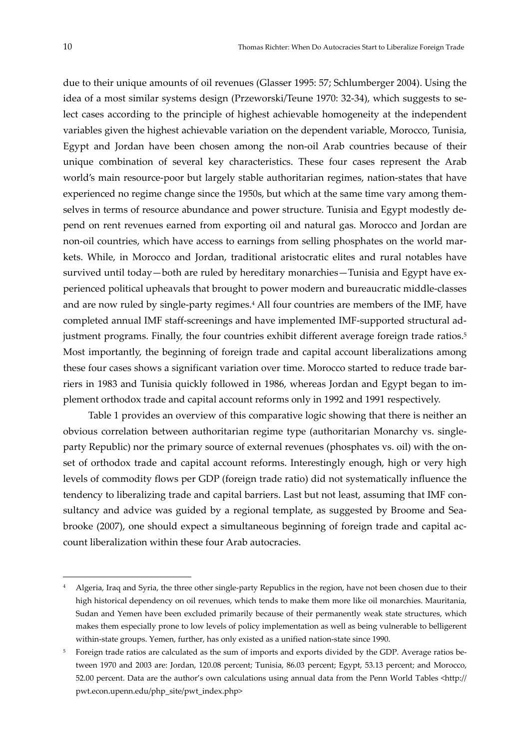due to their unique amounts of oil revenues (Glasser 1995: 57; Schlumberger 2004). Using the idea of a most similar systems design (Przeworski/Teune 1970: 32-34), which suggests to select cases according to the principle of highest achievable homogeneity at the independent variables given the highest achievable variation on the dependent variable, Morocco, Tunisia, Egypt and Jordan have been chosen among the non-oil Arab countries because of their unique combination of several key characteristics. These four cases represent the Arab world's main resource-poor but largely stable authoritarian regimes, nation-states that have experienced no regime change since the 1950s, but which at the same time vary among themselves in terms of resource abundance and power structure. Tunisia and Egypt modestly depend on rent revenues earned from exporting oil and natural gas. Morocco and Jordan are non-oil countries, which have access to earnings from selling phosphates on the world markets. While, in Morocco and Jordan, traditional aristocratic elites and rural notables have survived until today—both are ruled by hereditary monarchies—Tunisia and Egypt have experienced political upheavals that brought to power modern and bureaucratic middle-classes and are now ruled by single-party regimes.[4] All four countries are members of the IMF, have completed annual IMF staff-screenings and have implemented IMF-supported structural adjustment programs. Finally, the four countries exhibit different average foreign trade ratios.[5] Most importantly, the beginning of foreign trade and capital account liberalizations among these four cases shows a significant variation over time. Morocco started to reduce trade barriers in 1983 and Tunisia quickly followed in 1986, whereas Jordan and Egypt began to implement orthodox trade and capital account reforms only in 1992 and 1991 respectively.

Table 1 provides an overview of this comparative logic showing that there is neither an obvious correlation between authoritarian regime type (authoritarian Monarchy vs. single-party Republic) nor the primary source of external revenues (phosphates vs. oil) with the onset of orthodox trade and capital account reforms. Interestingly enough, high or very high levels of commodity flows per GDP (foreign trade ratio) did not systematically influence the tendency to liberalizing trade and capital barriers. Last but not least, assuming that IMF consultancy and advice was guided by a regional template, as suggested by Broome and Seabrooke (2007), one should expect a simultaneous beginning of foreign trade and capital account liberalization within these four Arab autocracies.

---

[4] Algeria, Iraq and Syria, the three other single-party Republics in the region, have not been chosen due to their high historical dependency on oil revenues, which tends to make them more like oil monarchies. Mauritania, Sudan and Yemen have been excluded primarily because of their permanently weak state structures, which makes them especially prone to low levels of policy implementation as well as being vulnerable to belligerent within-state groups. Yemen, further, has only existed as a unified nation-state since 1990.

[5] Foreign trade ratios are calculated as the sum of imports and exports divided by the GDP. Average ratios between 1970 and 2003 are: Jordan, 120.08 percent; Tunisia, 86.03 percent; Egypt, 53.13 percent; and Morocco, 52.00 percent. Data are the author's own calculations using annual data from the Penn World Tables <http://pwt.econ.upenn.edu/php_site/pwt_index.php>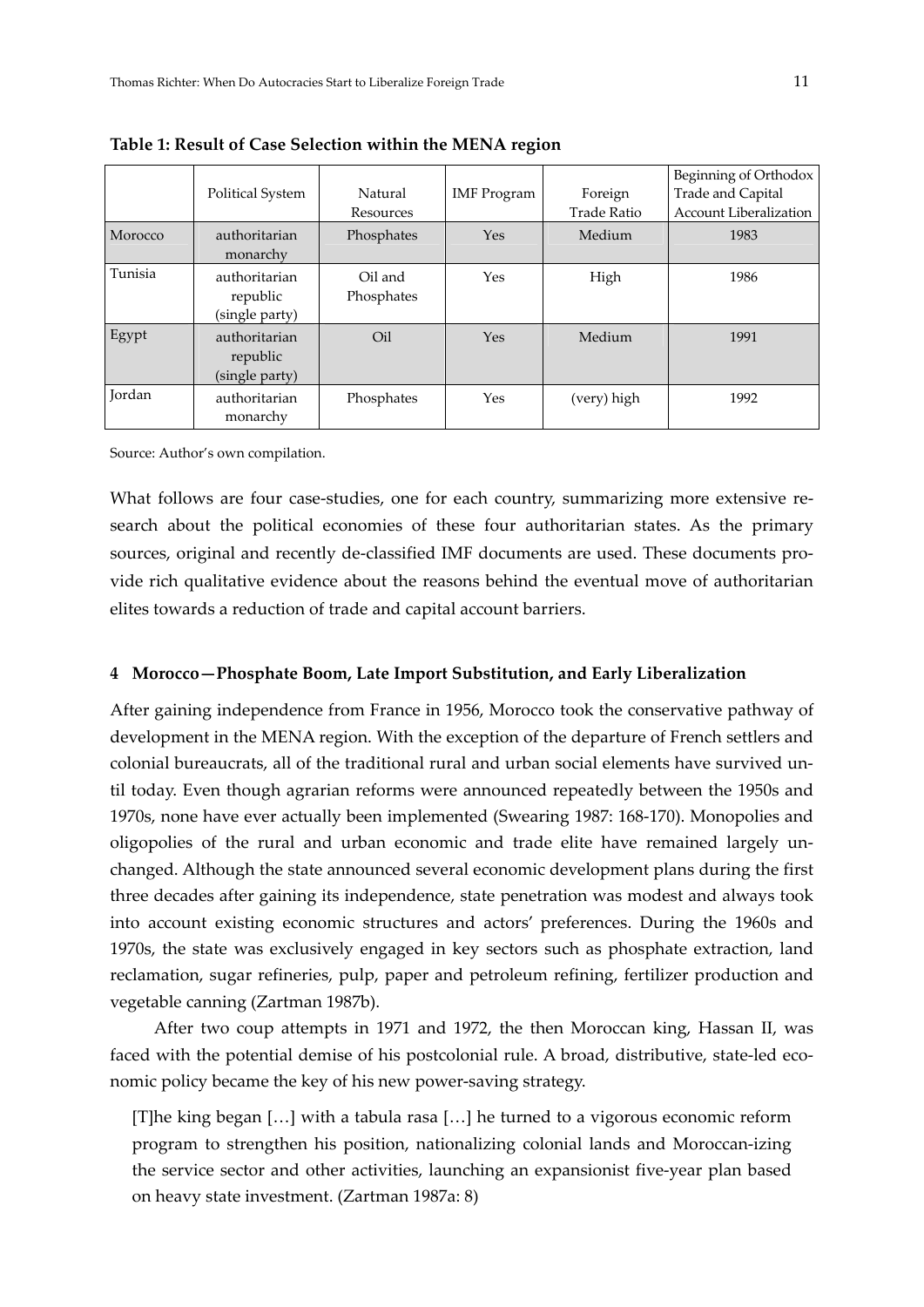**Table 1: Result of Case Selection within the MENA region**

| | Political System | Natural Resources | IMF Program | Foreign Trade Ratio | Beginning of Orthodox Trade and Capital Account Liberalization |
|---|---|---|---|---|---|
| Morocco | authoritarian monarchy | Phosphates | Yes | Medium | 1983 |
| Tunisia | authoritarian republic (single party) | Oil and Phosphates | Yes | High | 1986 |
| Egypt | authoritarian republic (single party) | Oil | Yes | Medium | 1991 |
| Jordan | authoritarian monarchy | Phosphates | Yes | (very) high | 1992 |

Source: Author's own compilation.

What follows are four case-studies, one for each country, summarizing more extensive research about the political economies of these four authoritarian states. As the primary sources, original and recently de-classified IMF documents are used. These documents provide rich qualitative evidence about the reasons behind the eventual move of authoritarian elites towards a reduction of trade and capital account barriers.

## 4 Morocco—Phosphate Boom, Late Import Substitution, and Early Liberalization

After gaining independence from France in 1956, Morocco took the conservative pathway of development in the MENA region. With the exception of the departure of French settlers and colonial bureaucrats, all of the traditional rural and urban social elements have survived until today. Even though agrarian reforms were announced repeatedly between the 1950s and 1970s, none have ever actually been implemented (Swearing 1987: 168-170). Monopolies and oligopolies of the rural and urban economic and trade elite have remained largely unchanged. Although the state announced several economic development plans during the first three decades after gaining its independence, state penetration was modest and always took into account existing economic structures and actors' preferences. During the 1960s and 1970s, the state was exclusively engaged in key sectors such as phosphate extraction, land reclamation, sugar refineries, pulp, paper and petroleum refining, fertilizer production and vegetable canning (Zartman 1987b).

After two coup attempts in 1971 and 1972, the then Moroccan king, Hassan II, was faced with the potential demise of his postcolonial rule. A broad, distributive, state-led economic policy became the key of his new power-saving strategy.

> [T]he king began […] with a tabula rasa […] he turned to a vigorous economic reform program to strengthen his position, nationalizing colonial lands and Moroccan-izing the service sector and other activities, launching an expansionist five-year plan based on heavy state investment. (Zartman 1987a: 8)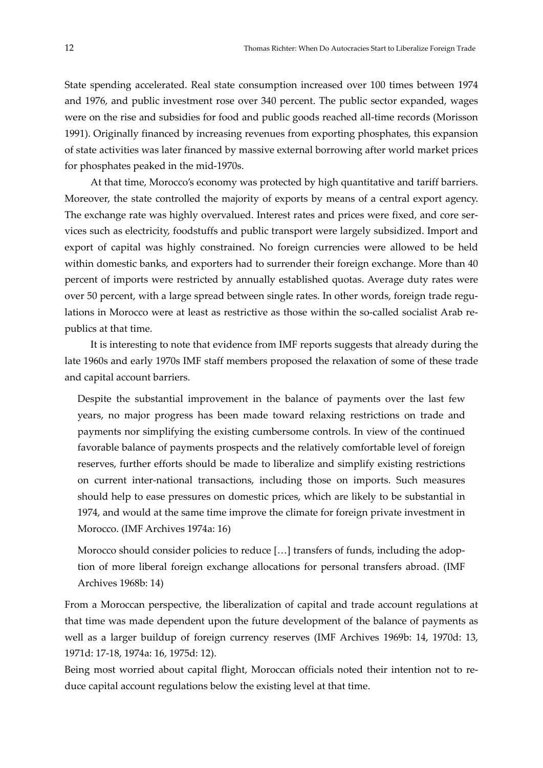State spending accelerated. Real state consumption increased over 100 times between 1974 and 1976, and public investment rose over 340 percent. The public sector expanded, wages were on the rise and subsidies for food and public goods reached all-time records (Morisson 1991). Originally financed by increasing revenues from exporting phosphates, this expansion of state activities was later financed by massive external borrowing after world market prices for phosphates peaked in the mid-1970s.

At that time, Morocco's economy was protected by high quantitative and tariff barriers. Moreover, the state controlled the majority of exports by means of a central export agency. The exchange rate was highly overvalued. Interest rates and prices were fixed, and core services such as electricity, foodstuffs and public transport were largely subsidized. Import and export of capital was highly constrained. No foreign currencies were allowed to be held within domestic banks, and exporters had to surrender their foreign exchange. More than 40 percent of imports were restricted by annually established quotas. Average duty rates were over 50 percent, with a large spread between single rates. In other words, foreign trade regulations in Morocco were at least as restrictive as those within the so-called socialist Arab republics at that time.

It is interesting to note that evidence from IMF reports suggests that already during the late 1960s and early 1970s IMF staff members proposed the relaxation of some of these trade and capital account barriers.

> Despite the substantial improvement in the balance of payments over the last few years, no major progress has been made toward relaxing restrictions on trade and payments nor simplifying the existing cumbersome controls. In view of the continued favorable balance of payments prospects and the relatively comfortable level of foreign reserves, further efforts should be made to liberalize and simplify existing restrictions on current inter-national transactions, including those on imports. Such measures should help to ease pressures on domestic prices, which are likely to be substantial in 1974, and would at the same time improve the climate for foreign private investment in Morocco. (IMF Archives 1974a: 16)

> Morocco should consider policies to reduce […] transfers of funds, including the adoption of more liberal foreign exchange allocations for personal transfers abroad. (IMF Archives 1968b: 14)

From a Moroccan perspective, the liberalization of capital and trade account regulations at that time was made dependent upon the future development of the balance of payments as well as a larger buildup of foreign currency reserves (IMF Archives 1969b: 14, 1970d: 13, 1971d: 17-18, 1974a: 16, 1975d: 12).

Being most worried about capital flight, Moroccan officials noted their intention not to reduce capital account regulations below the existing level at that time.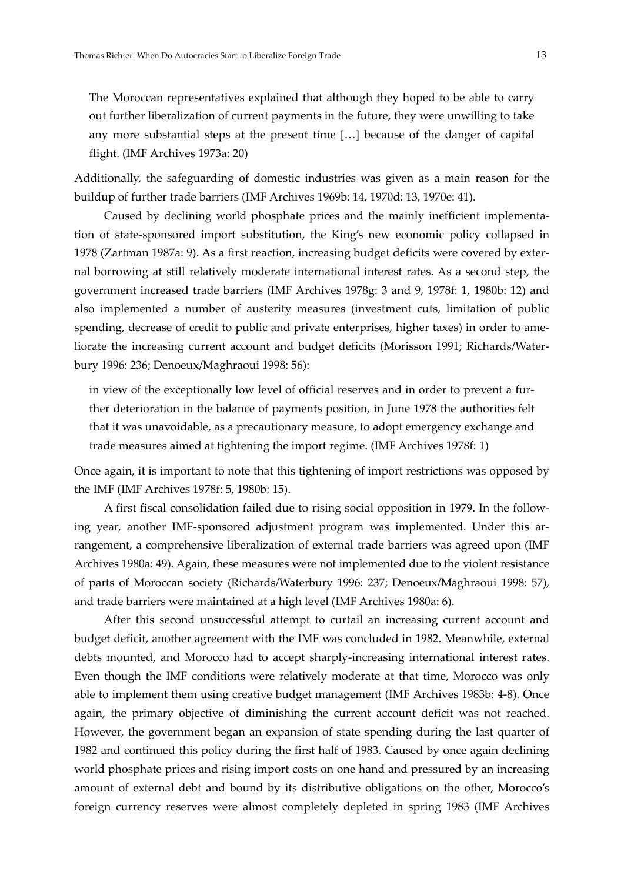> The Moroccan representatives explained that although they hoped to be able to carry out further liberalization of current payments in the future, they were unwilling to take any more substantial steps at the present time […] because of the danger of capital flight. (IMF Archives 1973a: 20)

Additionally, the safeguarding of domestic industries was given as a main reason for the buildup of further trade barriers (IMF Archives 1969b: 14, 1970d: 13, 1970e: 41).

Caused by declining world phosphate prices and the mainly inefficient implementation of state-sponsored import substitution, the King's new economic policy collapsed in 1978 (Zartman 1987a: 9). As a first reaction, increasing budget deficits were covered by external borrowing at still relatively moderate international interest rates. As a second step, the government increased trade barriers (IMF Archives 1978g: 3 and 9, 1978f: 1, 1980b: 12) and also implemented a number of austerity measures (investment cuts, limitation of public spending, decrease of credit to public and private enterprises, higher taxes) in order to ameliorate the increasing current account and budget deficits (Morisson 1991; Richards/Waterbury 1996: 236; Denoeux/Maghraoui 1998: 56):

> in view of the exceptionally low level of official reserves and in order to prevent a further deterioration in the balance of payments position, in June 1978 the authorities felt that it was unavoidable, as a precautionary measure, to adopt emergency exchange and trade measures aimed at tightening the import regime. (IMF Archives 1978f: 1)

Once again, it is important to note that this tightening of import restrictions was opposed by the IMF (IMF Archives 1978f: 5, 1980b: 15).

A first fiscal consolidation failed due to rising social opposition in 1979. In the following year, another IMF-sponsored adjustment program was implemented. Under this arrangement, a comprehensive liberalization of external trade barriers was agreed upon (IMF Archives 1980a: 49). Again, these measures were not implemented due to the violent resistance of parts of Moroccan society (Richards/Waterbury 1996: 237; Denoeux/Maghraoui 1998: 57), and trade barriers were maintained at a high level (IMF Archives 1980a: 6).

After this second unsuccessful attempt to curtail an increasing current account and budget deficit, another agreement with the IMF was concluded in 1982. Meanwhile, external debts mounted, and Morocco had to accept sharply-increasing international interest rates. Even though the IMF conditions were relatively moderate at that time, Morocco was only able to implement them using creative budget management (IMF Archives 1983b: 4-8). Once again, the primary objective of diminishing the current account deficit was not reached. However, the government began an expansion of state spending during the last quarter of 1982 and continued this policy during the first half of 1983. Caused by once again declining world phosphate prices and rising import costs on one hand and pressured by an increasing amount of external debt and bound by its distributive obligations on the other, Morocco's foreign currency reserves were almost completely depleted in spring 1983 (IMF Archives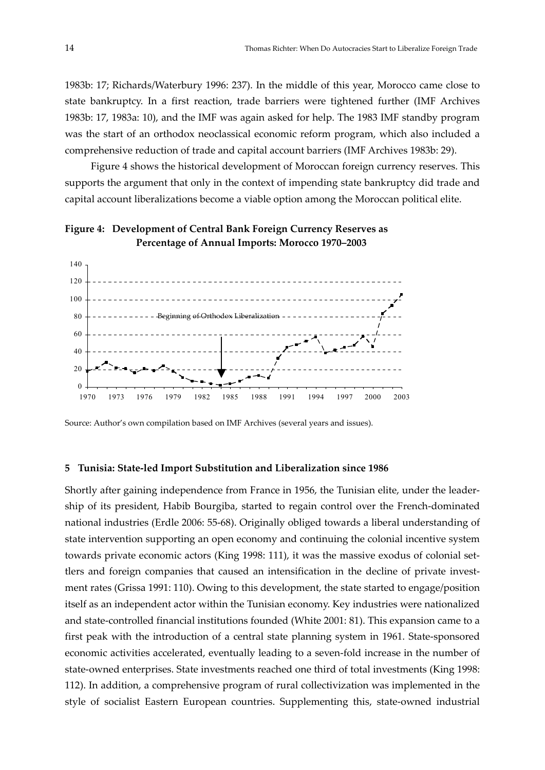1983b: 17; Richards/Waterbury 1996: 237). In the middle of this year, Morocco came close to state bankruptcy. In a first reaction, trade barriers were tightened further (IMF Archives 1983b: 17, 1983a: 10), and the IMF was again asked for help. The 1983 IMF standby program was the start of an orthodox neoclassical economic reform program, which also included a comprehensive reduction of trade and capital account barriers (IMF Archives 1983b: 29).

Figure 4 shows the historical development of Moroccan foreign currency reserves. This supports the argument that only in the context of impending state bankruptcy did trade and capital account liberalizations become a viable option among the Moroccan political elite.

**Figure 4: Development of Central Bank Foreign Currency Reserves as Percentage of Annual Imports: Morocco 1970–2003**

Source: Author's own compilation based on IMF Archives (several years and issues).

## 5 Tunisia: State-led Import Substitution and Liberalization since 1986

Shortly after gaining independence from France in 1956, the Tunisian elite, under the leadership of its president, Habib Bourgiba, started to regain control over the French-dominated national industries (Erdle 2006: 55-68). Originally obliged towards a liberal understanding of state intervention supporting an open economy and continuing the colonial incentive system towards private economic actors (King 1998: 111), it was the massive exodus of colonial settlers and foreign companies that caused an intensification in the decline of private investment rates (Grissa 1991: 110). Owing to this development, the state started to engage/position itself as an independent actor within the Tunisian economy. Key industries were nationalized and state-controlled financial institutions founded (White 2001: 81). This expansion came to a first peak with the introduction of a central state planning system in 1961. State-sponsored economic activities accelerated, eventually leading to a seven-fold increase in the number of state-owned enterprises. State investments reached one third of total investments (King 1998: 112). In addition, a comprehensive program of rural collectivization was implemented in the style of socialist Eastern European countries. Supplementing this, state-owned industrial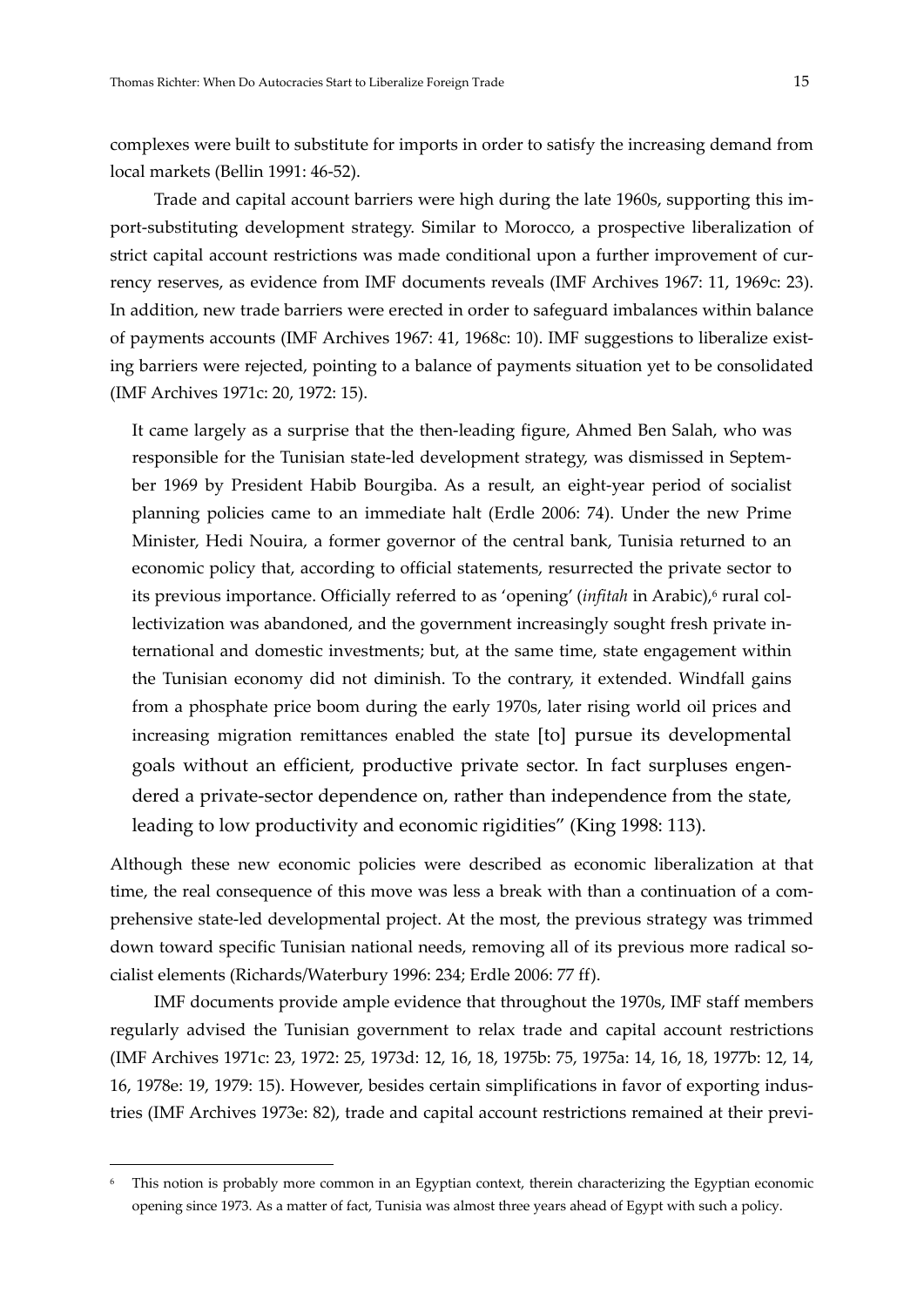complexes were built to substitute for imports in order to satisfy the increasing demand from local markets (Bellin 1991: 46-52).

Trade and capital account barriers were high during the late 1960s, supporting this import-substituting development strategy. Similar to Morocco, a prospective liberalization of strict capital account restrictions was made conditional upon a further improvement of currency reserves, as evidence from IMF documents reveals (IMF Archives 1967: 11, 1969c: 23). In addition, new trade barriers were erected in order to safeguard imbalances within balance of payments accounts (IMF Archives 1967: 41, 1968c: 10). IMF suggestions to liberalize existing barriers were rejected, pointing to a balance of payments situation yet to be consolidated (IMF Archives 1971c: 20, 1972: 15).

> It came largely as a surprise that the then-leading figure, Ahmed Ben Salah, who was responsible for the Tunisian state-led development strategy, was dismissed in September 1969 by President Habib Bourgiba. As a result, an eight-year period of socialist planning policies came to an immediate halt (Erdle 2006: 74). Under the new Prime Minister, Hedi Nouira, a former governor of the central bank, Tunisia returned to an economic policy that, according to official statements, resurrected the private sector to its previous importance. Officially referred to as 'opening' (*infitah* in Arabic),[6] rural collectivization was abandoned, and the government increasingly sought fresh private international and domestic investments; but, at the same time, state engagement within the Tunisian economy did not diminish. To the contrary, it extended. Windfall gains from a phosphate price boom during the early 1970s, later rising world oil prices and increasing migration remittances enabled the state [to] pursue its developmental goals without an efficient, productive private sector. In fact surpluses engendered a private-sector dependence on, rather than independence from the state, leading to low productivity and economic rigidities" (King 1998: 113).

Although these new economic policies were described as economic liberalization at that time, the real consequence of this move was less a break with than a continuation of a comprehensive state-led developmental project. At the most, the previous strategy was trimmed down toward specific Tunisian national needs, removing all of its previous more radical socialist elements (Richards/Waterbury 1996: 234; Erdle 2006: 77 ff).

IMF documents provide ample evidence that throughout the 1970s, IMF staff members regularly advised the Tunisian government to relax trade and capital account restrictions (IMF Archives 1971c: 23, 1972: 25, 1973d: 12, 16, 18, 1975b: 75, 1975a: 14, 16, 18, 1977b: 12, 14, 16, 1978e: 19, 1979: 15). However, besides certain simplifications in favor of exporting industries (IMF Archives 1973e: 82), trade and capital account restrictions remained at their previ-

---

[6] This notion is probably more common in an Egyptian context, therein characterizing the Egyptian economic opening since 1973. As a matter of fact, Tunisia was almost three years ahead of Egypt with such a policy.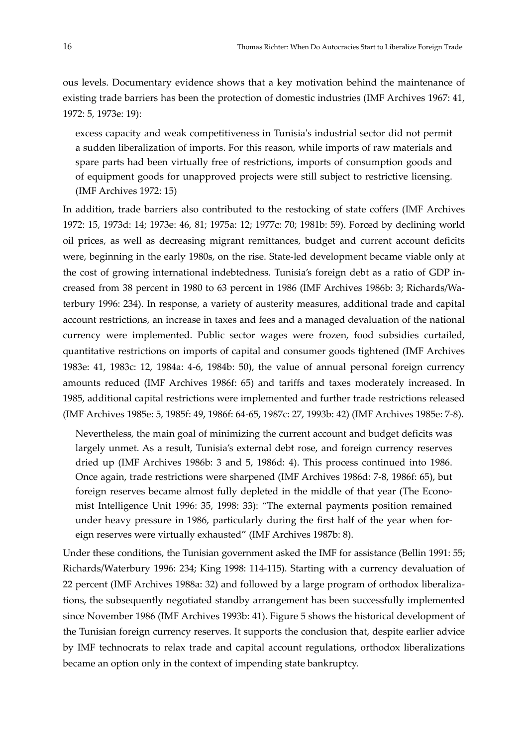ous levels. Documentary evidence shows that a key motivation behind the maintenance of existing trade barriers has been the protection of domestic industries (IMF Archives 1967: 41, 1972: 5, 1973e: 19):

> excess capacity and weak competitiveness in Tunisia's industrial sector did not permit a sudden liberalization of imports. For this reason, while imports of raw materials and spare parts had been virtually free of restrictions, imports of consumption goods and of equipment goods for unapproved projects were still subject to restrictive licensing. (IMF Archives 1972: 15)

In addition, trade barriers also contributed to the restocking of state coffers (IMF Archives 1972: 15, 1973d: 14; 1973e: 46, 81; 1975a: 12; 1977c: 70; 1981b: 59). Forced by declining world oil prices, as well as decreasing migrant remittances, budget and current account deficits were, beginning in the early 1980s, on the rise. State-led development became viable only at the cost of growing international indebtedness. Tunisia's foreign debt as a ratio of GDP increased from 38 percent in 1980 to 63 percent in 1986 (IMF Archives 1986b: 3; Richards/Waterbury 1996: 234). In response, a variety of austerity measures, additional trade and capital account restrictions, an increase in taxes and fees and a managed devaluation of the national currency were implemented. Public sector wages were frozen, food subsidies curtailed, quantitative restrictions on imports of capital and consumer goods tightened (IMF Archives 1983e: 41, 1983c: 12, 1984a: 4-6, 1984b: 50), the value of annual personal foreign currency amounts reduced (IMF Archives 1986f: 65) and tariffs and taxes moderately increased. In 1985, additional capital restrictions were implemented and further trade restrictions released (IMF Archives 1985e: 5, 1985f: 49, 1986f: 64-65, 1987c: 27, 1993b: 42) (IMF Archives 1985e: 7-8).

> Nevertheless, the main goal of minimizing the current account and budget deficits was largely unmet. As a result, Tunisia's external debt rose, and foreign currency reserves dried up (IMF Archives 1986b: 3 and 5, 1986d: 4). This process continued into 1986. Once again, trade restrictions were sharpened (IMF Archives 1986d: 7-8, 1986f: 65), but foreign reserves became almost fully depleted in the middle of that year (The Economist Intelligence Unit 1996: 35, 1998: 33): "The external payments position remained under heavy pressure in 1986, particularly during the first half of the year when foreign reserves were virtually exhausted" (IMF Archives 1987b: 8).

Under these conditions, the Tunisian government asked the IMF for assistance (Bellin 1991: 55; Richards/Waterbury 1996: 234; King 1998: 114-115). Starting with a currency devaluation of 22 percent (IMF Archives 1988a: 32) and followed by a large program of orthodox liberalizations, the subsequently negotiated standby arrangement has been successfully implemented since November 1986 (IMF Archives 1993b: 41). Figure 5 shows the historical development of the Tunisian foreign currency reserves. It supports the conclusion that, despite earlier advice by IMF technocrats to relax trade and capital account regulations, orthodox liberalizations became an option only in the context of impending state bankruptcy.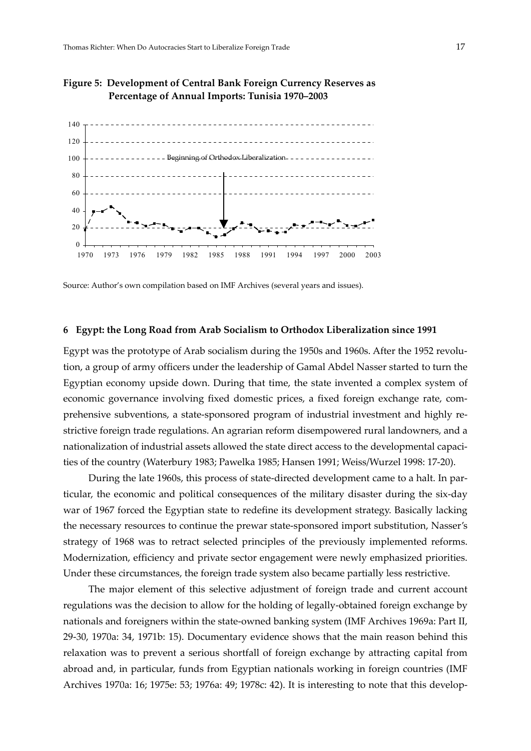**Figure 5: Development of Central Bank Foreign Currency Reserves as Percentage of Annual Imports: Tunisia 1970–2003**

Source: Author's own compilation based on IMF Archives (several years and issues).

## 6 Egypt: the Long Road from Arab Socialism to Orthodox Liberalization since 1991

Egypt was the prototype of Arab socialism during the 1950s and 1960s. After the 1952 revolution, a group of army officers under the leadership of Gamal Abdel Nasser started to turn the Egyptian economy upside down. During that time, the state invented a complex system of economic governance involving fixed domestic prices, a fixed foreign exchange rate, comprehensive subventions, a state-sponsored program of industrial investment and highly restrictive foreign trade regulations. An agrarian reform disempowered rural landowners, and a nationalization of industrial assets allowed the state direct access to the developmental capacities of the country (Waterbury 1983; Pawelka 1985; Hansen 1991; Weiss/Wurzel 1998: 17-20).

During the late 1960s, this process of state-directed development came to a halt. In particular, the economic and political consequences of the military disaster during the six-day war of 1967 forced the Egyptian state to redefine its development strategy. Basically lacking the necessary resources to continue the prewar state-sponsored import substitution, Nasser's strategy of 1968 was to retract selected principles of the previously implemented reforms. Modernization, efficiency and private sector engagement were newly emphasized priorities. Under these circumstances, the foreign trade system also became partially less restrictive.

The major element of this selective adjustment of foreign trade and current account regulations was the decision to allow for the holding of legally-obtained foreign exchange by nationals and foreigners within the state-owned banking system (IMF Archives 1969a: Part II, 29-30, 1970a: 34, 1971b: 15). Documentary evidence shows that the main reason behind this relaxation was to prevent a serious shortfall of foreign exchange by attracting capital from abroad and, in particular, funds from Egyptian nationals working in foreign countries (IMF Archives 1970a: 16; 1975e: 53; 1976a: 49; 1978c: 42). It is interesting to note that this develop-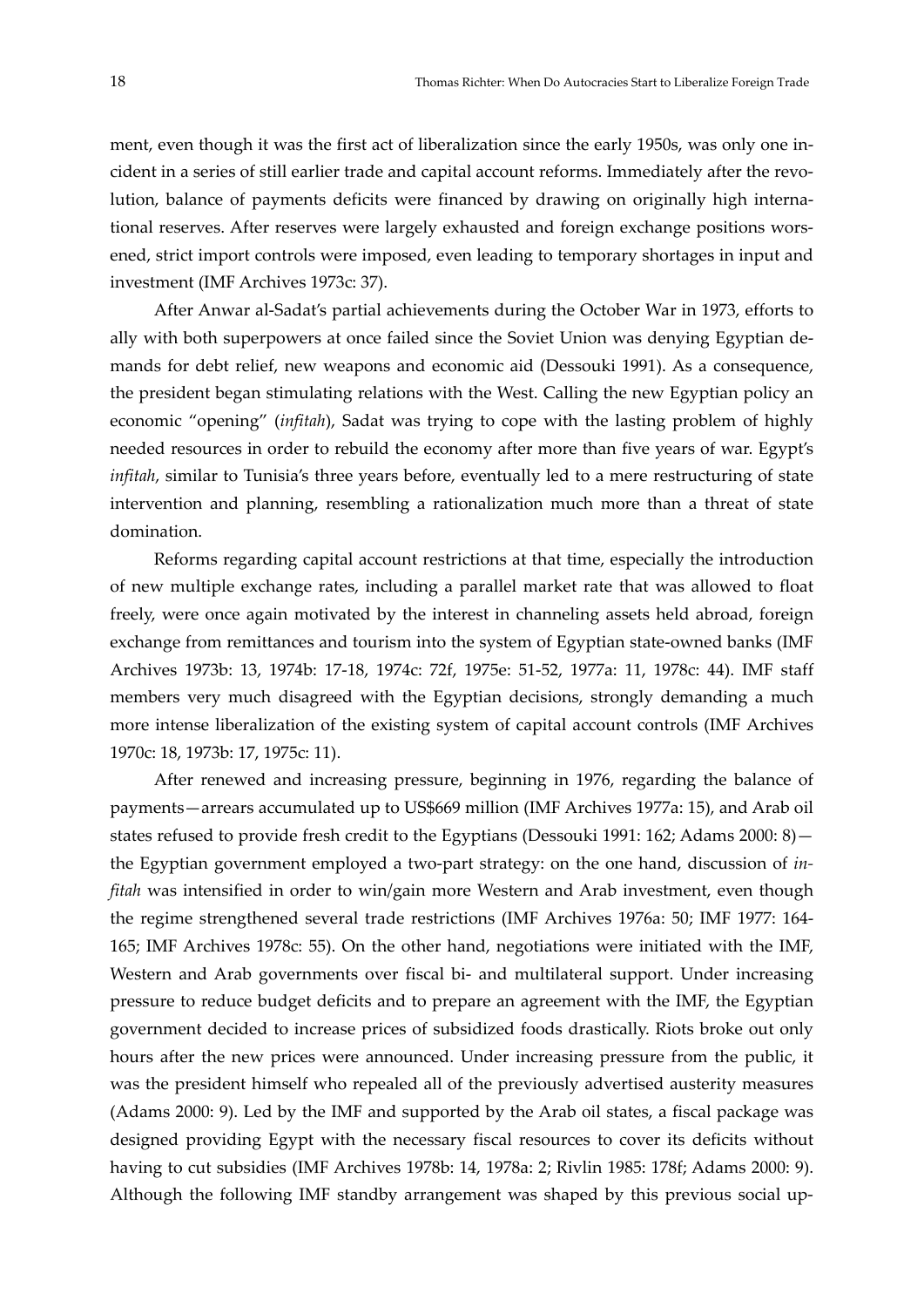ment, even though it was the first act of liberalization since the early 1950s, was only one incident in a series of still earlier trade and capital account reforms. Immediately after the revolution, balance of payments deficits were financed by drawing on originally high international reserves. After reserves were largely exhausted and foreign exchange positions worsened, strict import controls were imposed, even leading to temporary shortages in input and investment (IMF Archives 1973c: 37).

After Anwar al-Sadat's partial achievements during the October War in 1973, efforts to ally with both superpowers at once failed since the Soviet Union was denying Egyptian demands for debt relief, new weapons and economic aid (Dessouki 1991). As a consequence, the president began stimulating relations with the West. Calling the new Egyptian policy an economic "opening" (*infitah*), Sadat was trying to cope with the lasting problem of highly needed resources in order to rebuild the economy after more than five years of war. Egypt's *infitah*, similar to Tunisia's three years before, eventually led to a mere restructuring of state intervention and planning, resembling a rationalization much more than a threat of state domination.

Reforms regarding capital account restrictions at that time, especially the introduction of new multiple exchange rates, including a parallel market rate that was allowed to float freely, were once again motivated by the interest in channeling assets held abroad, foreign exchange from remittances and tourism into the system of Egyptian state-owned banks (IMF Archives 1973b: 13, 1974b: 17-18, 1974c: 72f, 1975e: 51-52, 1977a: 11, 1978c: 44). IMF staff members very much disagreed with the Egyptian decisions, strongly demanding a much more intense liberalization of the existing system of capital account controls (IMF Archives 1970c: 18, 1973b: 17, 1975c: 11).

After renewed and increasing pressure, beginning in 1976, regarding the balance of payments—arrears accumulated up to US$669 million (IMF Archives 1977a: 15), and Arab oil states refused to provide fresh credit to the Egyptians (Dessouki 1991: 162; Adams 2000: 8)—the Egyptian government employed a two-part strategy: on the one hand, discussion of *infitah* was intensified in order to win/gain more Western and Arab investment, even though the regime strengthened several trade restrictions (IMF Archives 1976a: 50; IMF 1977: 164-165; IMF Archives 1978c: 55). On the other hand, negotiations were initiated with the IMF, Western and Arab governments over fiscal bi- and multilateral support. Under increasing pressure to reduce budget deficits and to prepare an agreement with the IMF, the Egyptian government decided to increase prices of subsidized foods drastically. Riots broke out only hours after the new prices were announced. Under increasing pressure from the public, it was the president himself who repealed all of the previously advertised austerity measures (Adams 2000: 9). Led by the IMF and supported by the Arab oil states, a fiscal package was designed providing Egypt with the necessary fiscal resources to cover its deficits without having to cut subsidies (IMF Archives 1978b: 14, 1978a: 2; Rivlin 1985: 178f; Adams 2000: 9). Although the following IMF standby arrangement was shaped by this previous social up-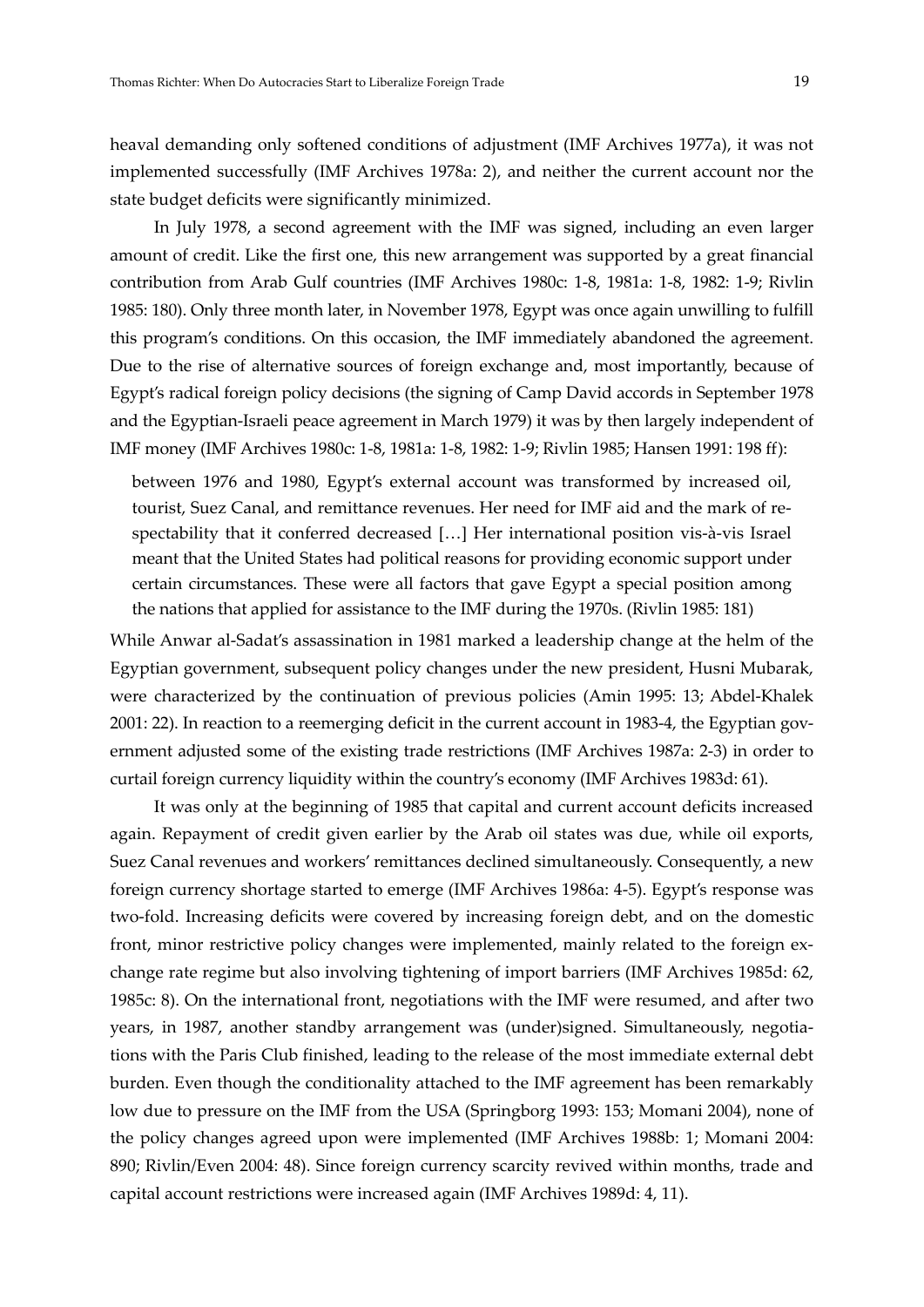heaval demanding only softened conditions of adjustment (IMF Archives 1977a), it was not implemented successfully (IMF Archives 1978a: 2), and neither the current account nor the state budget deficits were significantly minimized.

In July 1978, a second agreement with the IMF was signed, including an even larger amount of credit. Like the first one, this new arrangement was supported by a great financial contribution from Arab Gulf countries (IMF Archives 1980c: 1-8, 1981a: 1-8, 1982: 1-9; Rivlin 1985: 180). Only three month later, in November 1978, Egypt was once again unwilling to fulfill this program's conditions. On this occasion, the IMF immediately abandoned the agreement. Due to the rise of alternative sources of foreign exchange and, most importantly, because of Egypt's radical foreign policy decisions (the signing of Camp David accords in September 1978 and the Egyptian-Israeli peace agreement in March 1979) it was by then largely independent of IMF money (IMF Archives 1980c: 1-8, 1981a: 1-8, 1982: 1-9; Rivlin 1985; Hansen 1991: 198 ff):

> between 1976 and 1980, Egypt's external account was transformed by increased oil, tourist, Suez Canal, and remittance revenues. Her need for IMF aid and the mark of respectability that it conferred decreased […] Her international position vis-à-vis Israel meant that the United States had political reasons for providing economic support under certain circumstances. These were all factors that gave Egypt a special position among the nations that applied for assistance to the IMF during the 1970s. (Rivlin 1985: 181)

While Anwar al-Sadat's assassination in 1981 marked a leadership change at the helm of the Egyptian government, subsequent policy changes under the new president, Husni Mubarak, were characterized by the continuation of previous policies (Amin 1995: 13; Abdel-Khalek 2001: 22). In reaction to a reemerging deficit in the current account in 1983-4, the Egyptian government adjusted some of the existing trade restrictions (IMF Archives 1987a: 2-3) in order to curtail foreign currency liquidity within the country's economy (IMF Archives 1983d: 61).

It was only at the beginning of 1985 that capital and current account deficits increased again. Repayment of credit given earlier by the Arab oil states was due, while oil exports, Suez Canal revenues and workers' remittances declined simultaneously. Consequently, a new foreign currency shortage started to emerge (IMF Archives 1986a: 4-5). Egypt's response was two-fold. Increasing deficits were covered by increasing foreign debt, and on the domestic front, minor restrictive policy changes were implemented, mainly related to the foreign exchange rate regime but also involving tightening of import barriers (IMF Archives 1985d: 62, 1985c: 8). On the international front, negotiations with the IMF were resumed, and after two years, in 1987, another standby arrangement was (under)signed. Simultaneously, negotiations with the Paris Club finished, leading to the release of the most immediate external debt burden. Even though the conditionality attached to the IMF agreement has been remarkably low due to pressure on the IMF from the USA (Springborg 1993: 153; Momani 2004), none of the policy changes agreed upon were implemented (IMF Archives 1988b: 1; Momani 2004: 890; Rivlin/Even 2004: 48). Since foreign currency scarcity revived within months, trade and capital account restrictions were increased again (IMF Archives 1989d: 4, 11).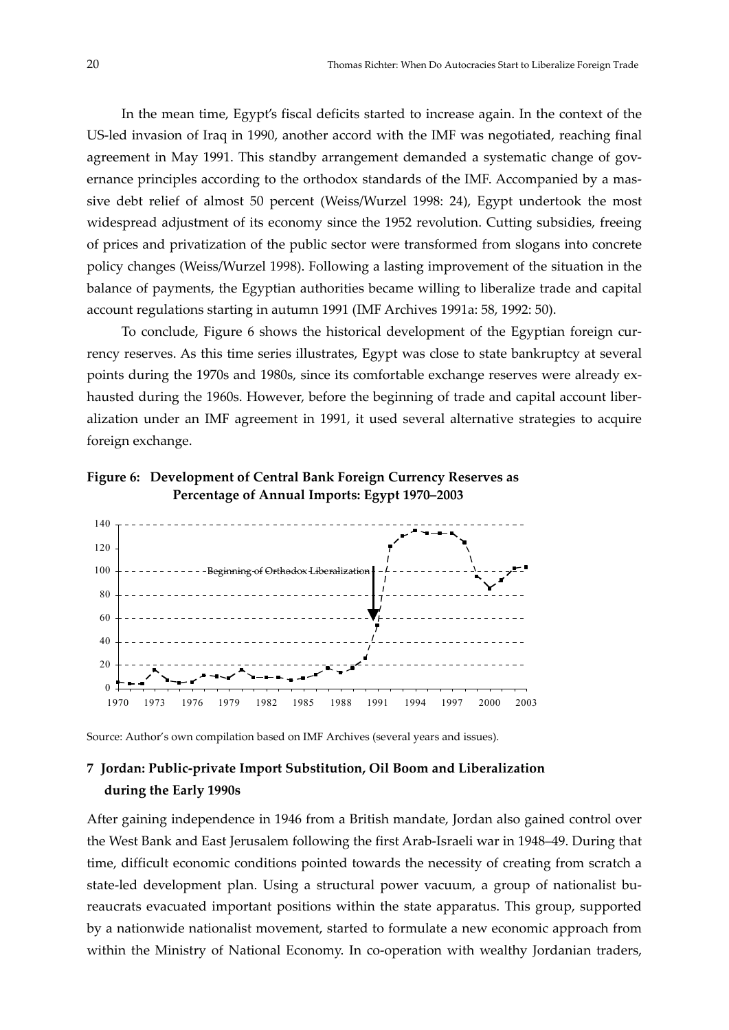In the mean time, Egypt's fiscal deficits started to increase again. In the context of the US-led invasion of Iraq in 1990, another accord with the IMF was negotiated, reaching final agreement in May 1991. This standby arrangement demanded a systematic change of governance principles according to the orthodox standards of the IMF. Accompanied by a massive debt relief of almost 50 percent (Weiss/Wurzel 1998: 24), Egypt undertook the most widespread adjustment of its economy since the 1952 revolution. Cutting subsidies, freeing of prices and privatization of the public sector were transformed from slogans into concrete policy changes (Weiss/Wurzel 1998). Following a lasting improvement of the situation in the balance of payments, the Egyptian authorities became willing to liberalize trade and capital account regulations starting in autumn 1991 (IMF Archives 1991a: 58, 1992: 50).

To conclude, Figure 6 shows the historical development of the Egyptian foreign currency reserves. As this time series illustrates, Egypt was close to state bankruptcy at several points during the 1970s and 1980s, since its comfortable exchange reserves were already exhausted during the 1960s. However, before the beginning of trade and capital account liberalization under an IMF agreement in 1991, it used several alternative strategies to acquire foreign exchange.

**Figure 6: Development of Central Bank Foreign Currency Reserves as Percentage of Annual Imports: Egypt 1970–2003**

Source: Author's own compilation based on IMF Archives (several years and issues).

## 7 Jordan: Public-private Import Substitution, Oil Boom and Liberalization during the Early 1990s

After gaining independence in 1946 from a British mandate, Jordan also gained control over the West Bank and East Jerusalem following the first Arab-Israeli war in 1948–49. During that time, difficult economic conditions pointed towards the necessity of creating from scratch a state-led development plan. Using a structural power vacuum, a group of nationalist bureaucrats evacuated important positions within the state apparatus. This group, supported by a nationwide nationalist movement, started to formulate a new economic approach from within the Ministry of National Economy. In co-operation with wealthy Jordanian traders,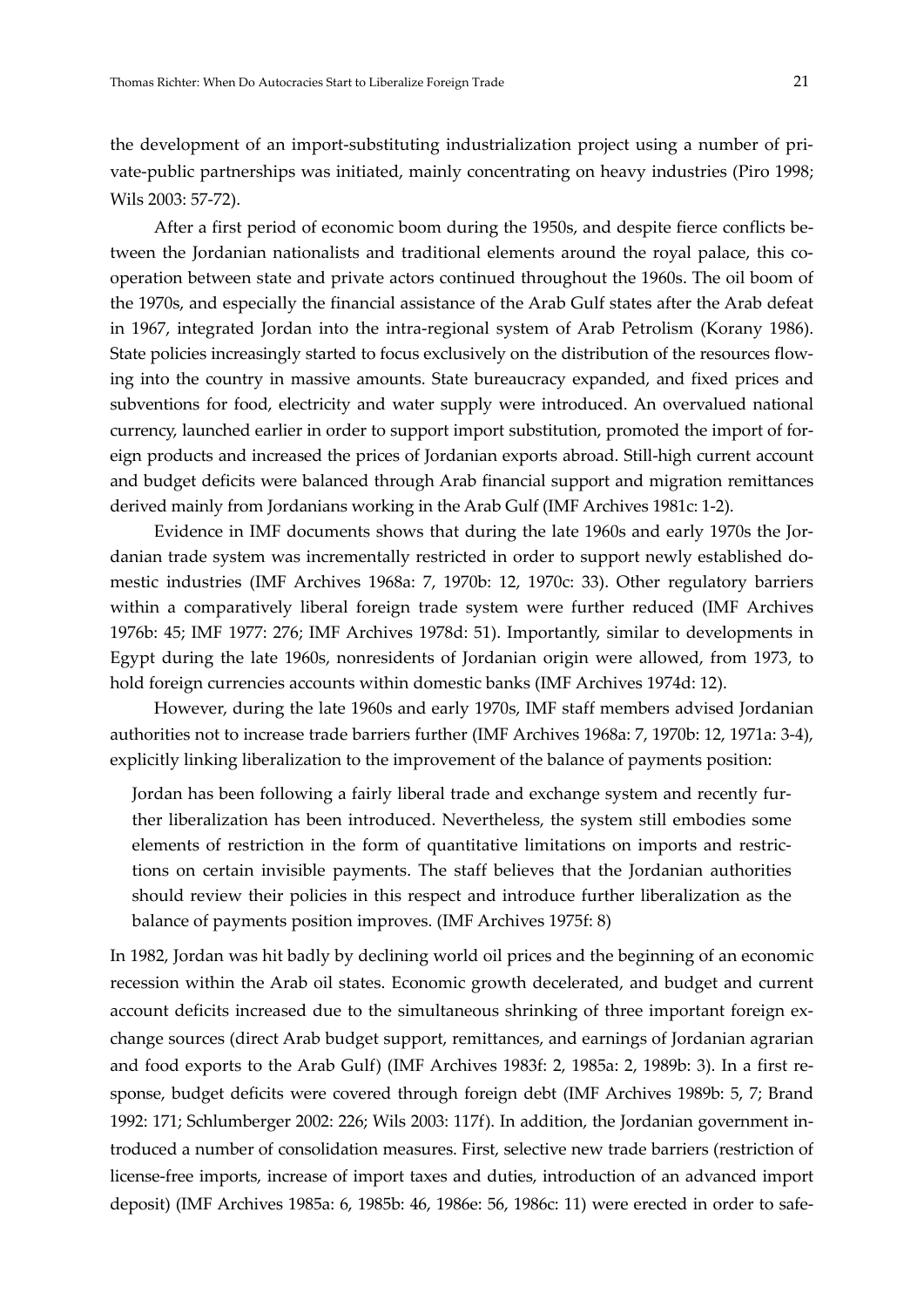the development of an import-substituting industrialization project using a number of private-public partnerships was initiated, mainly concentrating on heavy industries (Piro 1998; Wils 2003: 57-72).

After a first period of economic boom during the 1950s, and despite fierce conflicts between the Jordanian nationalists and traditional elements around the royal palace, this cooperation between state and private actors continued throughout the 1960s. The oil boom of the 1970s, and especially the financial assistance of the Arab Gulf states after the Arab defeat in 1967, integrated Jordan into the intra-regional system of Arab Petrolism (Korany 1986). State policies increasingly started to focus exclusively on the distribution of the resources flowing into the country in massive amounts. State bureaucracy expanded, and fixed prices and subventions for food, electricity and water supply were introduced. An overvalued national currency, launched earlier in order to support import substitution, promoted the import of foreign products and increased the prices of Jordanian exports abroad. Still-high current account and budget deficits were balanced through Arab financial support and migration remittances derived mainly from Jordanians working in the Arab Gulf (IMF Archives 1981c: 1-2).

Evidence in IMF documents shows that during the late 1960s and early 1970s the Jordanian trade system was incrementally restricted in order to support newly established domestic industries (IMF Archives 1968a: 7, 1970b: 12, 1970c: 33). Other regulatory barriers within a comparatively liberal foreign trade system were further reduced (IMF Archives 1976b: 45; IMF 1977: 276; IMF Archives 1978d: 51). Importantly, similar to developments in Egypt during the late 1960s, nonresidents of Jordanian origin were allowed, from 1973, to hold foreign currencies accounts within domestic banks (IMF Archives 1974d: 12).

However, during the late 1960s and early 1970s, IMF staff members advised Jordanian authorities not to increase trade barriers further (IMF Archives 1968a: 7, 1970b: 12, 1971a: 3-4), explicitly linking liberalization to the improvement of the balance of payments position:

> Jordan has been following a fairly liberal trade and exchange system and recently further liberalization has been introduced. Nevertheless, the system still embodies some elements of restriction in the form of quantitative limitations on imports and restrictions on certain invisible payments. The staff believes that the Jordanian authorities should review their policies in this respect and introduce further liberalization as the balance of payments position improves. (IMF Archives 1975f: 8)

In 1982, Jordan was hit badly by declining world oil prices and the beginning of an economic recession within the Arab oil states. Economic growth decelerated, and budget and current account deficits increased due to the simultaneous shrinking of three important foreign exchange sources (direct Arab budget support, remittances, and earnings of Jordanian agrarian and food exports to the Arab Gulf) (IMF Archives 1983f: 2, 1985a: 2, 1989b: 3). In a first response, budget deficits were covered through foreign debt (IMF Archives 1989b: 5, 7; Brand 1992: 171; Schlumberger 2002: 226; Wils 2003: 117f). In addition, the Jordanian government introduced a number of consolidation measures. First, selective new trade barriers (restriction of license-free imports, increase of import taxes and duties, introduction of an advanced import deposit) (IMF Archives 1985a: 6, 1985b: 46, 1986e: 56, 1986c: 11) were erected in order to safe-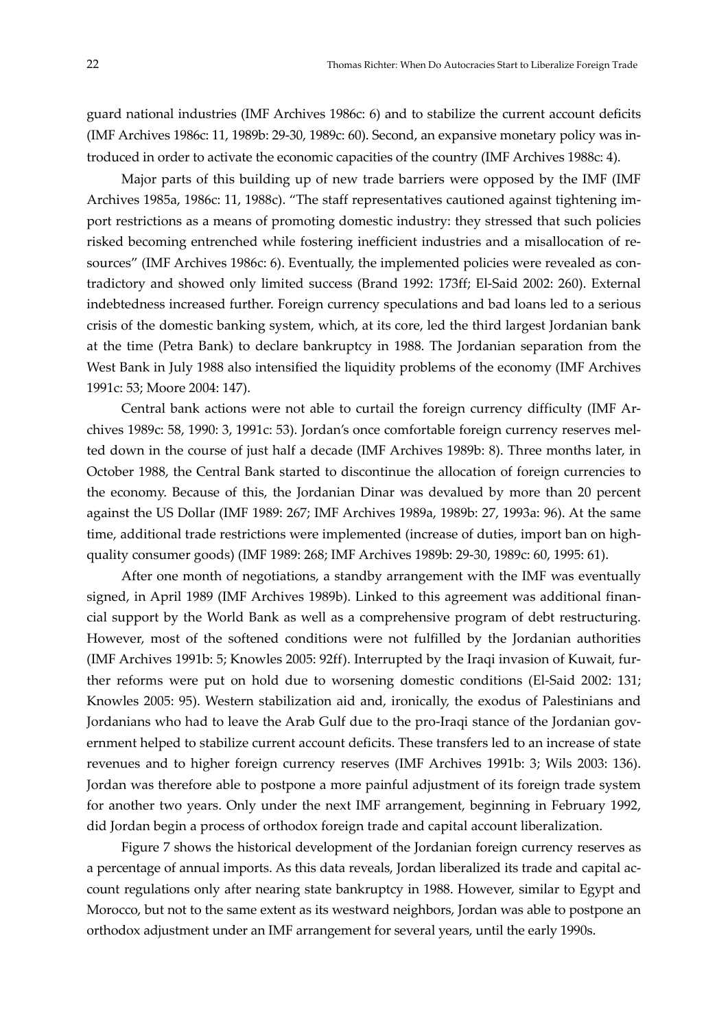guard national industries (IMF Archives 1986c: 6) and to stabilize the current account deficits (IMF Archives 1986c: 11, 1989b: 29-30, 1989c: 60). Second, an expansive monetary policy was introduced in order to activate the economic capacities of the country (IMF Archives 1988c: 4).

Major parts of this building up of new trade barriers were opposed by the IMF (IMF Archives 1985a, 1986c: 11, 1988c). "The staff representatives cautioned against tightening import restrictions as a means of promoting domestic industry: they stressed that such policies risked becoming entrenched while fostering inefficient industries and a misallocation of resources" (IMF Archives 1986c: 6). Eventually, the implemented policies were revealed as contradictory and showed only limited success (Brand 1992: 173ff; El-Said 2002: 260). External indebtedness increased further. Foreign currency speculations and bad loans led to a serious crisis of the domestic banking system, which, at its core, led the third largest Jordanian bank at the time (Petra Bank) to declare bankruptcy in 1988. The Jordanian separation from the West Bank in July 1988 also intensified the liquidity problems of the economy (IMF Archives 1991c: 53; Moore 2004: 147).

Central bank actions were not able to curtail the foreign currency difficulty (IMF Archives 1989c: 58, 1990: 3, 1991c: 53). Jordan's once comfortable foreign currency reserves melted down in the course of just half a decade (IMF Archives 1989b: 8). Three months later, in October 1988, the Central Bank started to discontinue the allocation of foreign currencies to the economy. Because of this, the Jordanian Dinar was devalued by more than 20 percent against the US Dollar (IMF 1989: 267; IMF Archives 1989a, 1989b: 27, 1993a: 96). At the same time, additional trade restrictions were implemented (increase of duties, import ban on high-quality consumer goods) (IMF 1989: 268; IMF Archives 1989b: 29-30, 1989c: 60, 1995: 61).

After one month of negotiations, a standby arrangement with the IMF was eventually signed, in April 1989 (IMF Archives 1989b). Linked to this agreement was additional financial support by the World Bank as well as a comprehensive program of debt restructuring. However, most of the softened conditions were not fulfilled by the Jordanian authorities (IMF Archives 1991b: 5; Knowles 2005: 92ff). Interrupted by the Iraqi invasion of Kuwait, further reforms were put on hold due to worsening domestic conditions (El-Said 2002: 131; Knowles 2005: 95). Western stabilization aid and, ironically, the exodus of Palestinians and Jordanians who had to leave the Arab Gulf due to the pro-Iraqi stance of the Jordanian government helped to stabilize current account deficits. These transfers led to an increase of state revenues and to higher foreign currency reserves (IMF Archives 1991b: 3; Wils 2003: 136). Jordan was therefore able to postpone a more painful adjustment of its foreign trade system for another two years. Only under the next IMF arrangement, beginning in February 1992, did Jordan begin a process of orthodox foreign trade and capital account liberalization.

Figure 7 shows the historical development of the Jordanian foreign currency reserves as a percentage of annual imports. As this data reveals, Jordan liberalized its trade and capital account regulations only after nearing state bankruptcy in 1988. However, similar to Egypt and Morocco, but not to the same extent as its westward neighbors, Jordan was able to postpone an orthodox adjustment under an IMF arrangement for several years, until the early 1990s.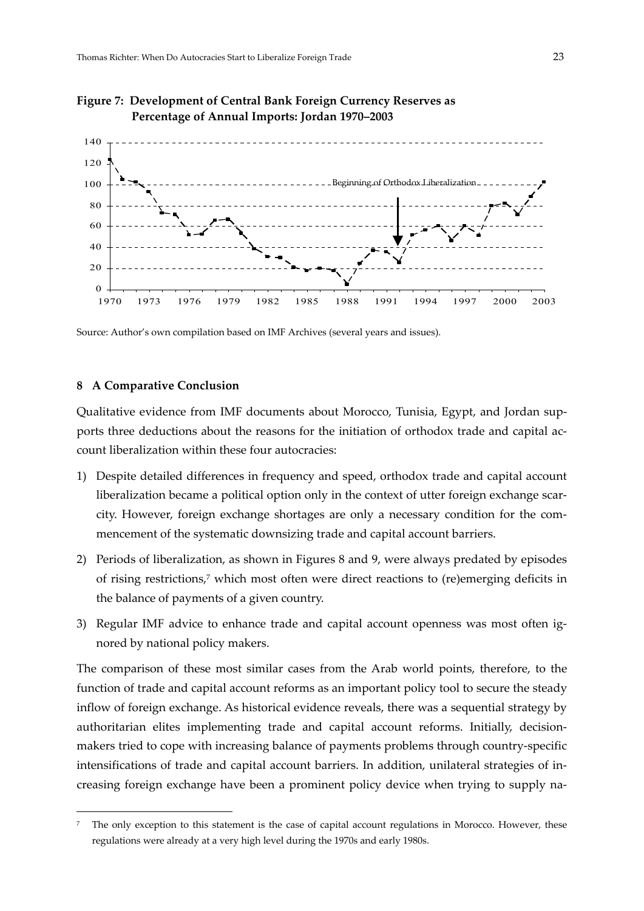**Figure 7: Development of Central Bank Foreign Currency Reserves as Percentage of Annual Imports: Jordan 1970–2003**

Source: Author's own compilation based on IMF Archives (several years and issues).

## 8 A Comparative Conclusion

Qualitative evidence from IMF documents about Morocco, Tunisia, Egypt, and Jordan supports three deductions about the reasons for the initiation of orthodox trade and capital account liberalization within these four autocracies:

1) Despite detailed differences in frequency and speed, orthodox trade and capital account liberalization became a political option only in the context of utter foreign exchange scarcity. However, foreign exchange shortages are only a necessary condition for the commencement of the systematic downsizing trade and capital account barriers.
2) Periods of liberalization, as shown in Figures 8 and 9, were always predated by episodes of rising restrictions,[7] which most often were direct reactions to (re)emerging deficits in the balance of payments of a given country.
3) Regular IMF advice to enhance trade and capital account openness was most often ignored by national policy makers.

The comparison of these most similar cases from the Arab world points, therefore, to the function of trade and capital account reforms as an important policy tool to secure the steady inflow of foreign exchange. As historical evidence reveals, there was a sequential strategy by authoritarian elites implementing trade and capital account reforms. Initially, decision-makers tried to cope with increasing balance of payments problems through country-specific intensifications of trade and capital account barriers. In addition, unilateral strategies of increasing foreign exchange have been a prominent policy device when trying to supply na-

[7] The only exception to this statement is the case of capital account regulations in Morocco. However, these regulations were already at a very high level during the 1970s and early 1980s.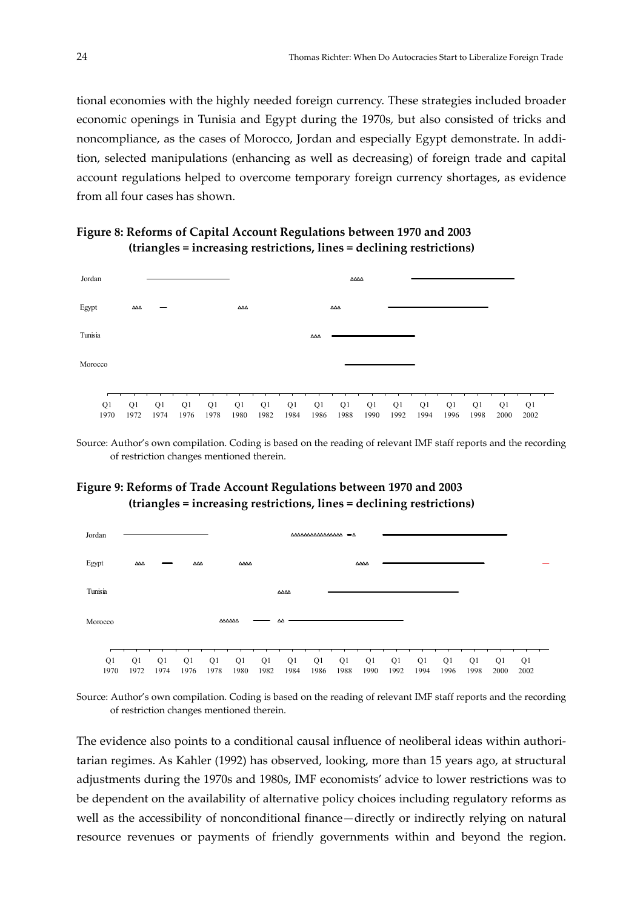tional economies with the highly needed foreign currency. These strategies included broader economic openings in Tunisia and Egypt during the 1970s, but also consisted of tricks and noncompliance, as the cases of Morocco, Jordan and especially Egypt demonstrate. In addition, selected manipulations (enhancing as well as decreasing) of foreign trade and capital account regulations helped to overcome temporary foreign currency shortages, as evidence from all four cases has shown.

**Figure 8: Reforms of Capital Account Regulations between 1970 and 2003 (triangles = increasing restrictions, lines = declining restrictions)**

Source: Author's own compilation. Coding is based on the reading of relevant IMF staff reports and the recording of restriction changes mentioned therein.

**Figure 9: Reforms of Trade Account Regulations between 1970 and 2003 (triangles = increasing restrictions, lines = declining restrictions)**

Source: Author's own compilation. Coding is based on the reading of relevant IMF staff reports and the recording of restriction changes mentioned therein.

The evidence also points to a conditional causal influence of neoliberal ideas within authoritarian regimes. As Kahler (1992) has observed, looking, more than 15 years ago, at structural adjustments during the 1970s and 1980s, IMF economists' advice to lower restrictions was to be dependent on the availability of alternative policy choices including regulatory reforms as well as the accessibility of nonconditional finance—directly or indirectly relying on natural resource revenues or payments of friendly governments within and beyond the region.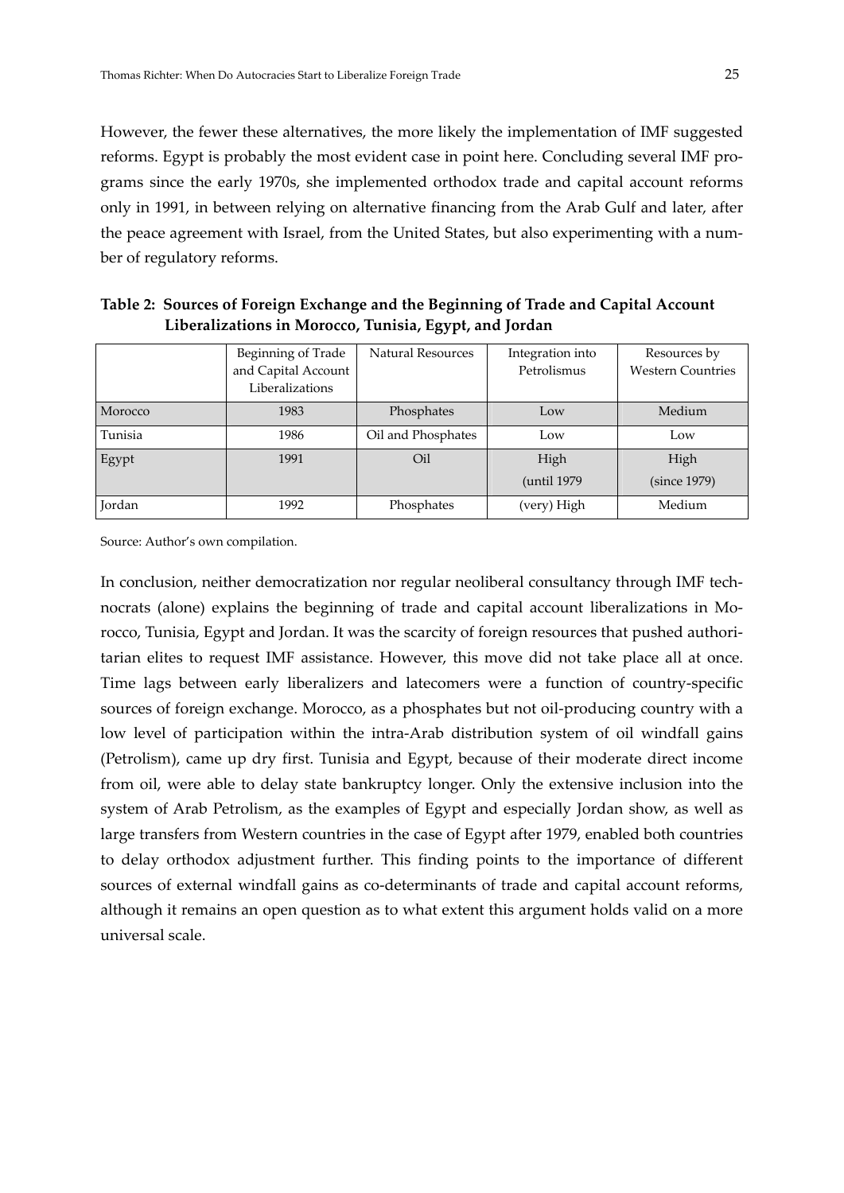However, the fewer these alternatives, the more likely the implementation of IMF suggested reforms. Egypt is probably the most evident case in point here. Concluding several IMF programs since the early 1970s, she implemented orthodox trade and capital account reforms only in 1991, in between relying on alternative financing from the Arab Gulf and later, after the peace agreement with Israel, from the United States, but also experimenting with a number of regulatory reforms.

**Table 2: Sources of Foreign Exchange and the Beginning of Trade and Capital Account Liberalizations in Morocco, Tunisia, Egypt, and Jordan**

| | Beginning of Trade and Capital Account Liberalizations | Natural Resources | Integration into Petrolismus | Resources by Western Countries |
|---|---|---|---|---|
| Morocco | 1983 | Phosphates | Low | Medium |
| Tunisia | 1986 | Oil and Phosphates | Low | Low |
| Egypt | 1991 | Oil | High (until 1979 | High (since 1979) |
| Jordan | 1992 | Phosphates | (very) High | Medium |

Source: Author's own compilation.

In conclusion, neither democratization nor regular neoliberal consultancy through IMF technocrats (alone) explains the beginning of trade and capital account liberalizations in Morocco, Tunisia, Egypt and Jordan. It was the scarcity of foreign resources that pushed authoritarian elites to request IMF assistance. However, this move did not take place all at once. Time lags between early liberalizers and latecomers were a function of country-specific sources of foreign exchange. Morocco, as a phosphates but not oil-producing country with a low level of participation within the intra-Arab distribution system of oil windfall gains (Petrolism), came up dry first. Tunisia and Egypt, because of their moderate direct income from oil, were able to delay state bankruptcy longer. Only the extensive inclusion into the system of Arab Petrolism, as the examples of Egypt and especially Jordan show, as well as large transfers from Western countries in the case of Egypt after 1979, enabled both countries to delay orthodox adjustment further. This finding points to the importance of different sources of external windfall gains as co-determinants of trade and capital account reforms, although it remains an open question as to what extent this argument holds valid on a more universal scale.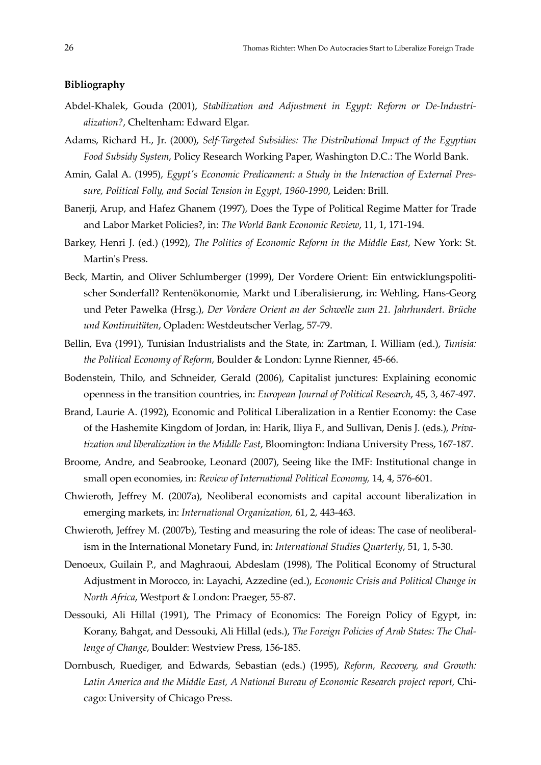## Bibliography

Abdel-Khalek, Gouda (2001), *Stabilization and Adjustment in Egypt: Reform or De-Industrialization?*, Cheltenham: Edward Elgar.

Adams, Richard H., Jr. (2000), *Self-Targeted Subsidies: The Distributional Impact of the Egyptian Food Subsidy System*, Policy Research Working Paper, Washington D.C.: The World Bank.

Amin, Galal A. (1995), *Egypt's Economic Predicament: a Study in the Interaction of External Pressure, Political Folly, and Social Tension in Egypt, 1960-1990*, Leiden: Brill.

Banerji, Arup, and Hafez Ghanem (1997), Does the Type of Political Regime Matter for Trade and Labor Market Policies?, in: *The World Bank Economic Review*, 11, 1, 171-194.

Barkey, Henri J. (ed.) (1992), *The Politics of Economic Reform in the Middle East*, New York: St. Martin's Press.

Beck, Martin, and Oliver Schlumberger (1999), Der Vordere Orient: Ein entwicklungspolitischer Sonderfall? Rentenökonomie, Markt und Liberalisierung, in: Wehling, Hans-Georg und Peter Pawelka (Hrsg.), *Der Vordere Orient an der Schwelle zum 21. Jahrhundert. Brüche und Kontinuitäten*, Opladen: Westdeutscher Verlag, 57-79.

Bellin, Eva (1991), Tunisian Industrialists and the State, in: Zartman, I. William (ed.), *Tunisia: the Political Economy of Reform*, Boulder & London: Lynne Rienner, 45-66.

Bodenstein, Thilo, and Schneider, Gerald (2006), Capitalist junctures: Explaining economic openness in the transition countries, in: *European Journal of Political Research*, 45, 3, 467-497.

Brand, Laurie A. (1992), Economic and Political Liberalization in a Rentier Economy: the Case of the Hashemite Kingdom of Jordan, in: Harik, Iliya F., and Sullivan, Denis J. (eds.), *Privatization and liberalization in the Middle East*, Bloomington: Indiana University Press, 167-187.

Broome, Andre, and Seabrooke, Leonard (2007), Seeing like the IMF: Institutional change in small open economies, in: *Review of International Political Economy,* 14, 4, 576-601.

Chwieroth, Jeffrey M. (2007a), Neoliberal economists and capital account liberalization in emerging markets, in: *International Organization,* 61, 2, 443-463.

Chwieroth, Jeffrey M. (2007b), Testing and measuring the role of ideas: The case of neoliberalism in the International Monetary Fund, in: *International Studies Quarterly*, 51, 1, 5-30.

Denoeux, Guilain P., and Maghraoui, Abdeslam (1998), The Political Economy of Structural Adjustment in Morocco, in: Layachi, Azzedine (ed.), *Economic Crisis and Political Change in North Africa*, Westport & London: Praeger, 55-87.

Dessouki, Ali Hillal (1991), The Primacy of Economics: The Foreign Policy of Egypt, in: Korany, Bahgat, and Dessouki, Ali Hillal (eds.), *The Foreign Policies of Arab States: The Challenge of Change*, Boulder: Westview Press, 156-185.

Dornbusch, Ruediger, and Edwards, Sebastian (eds.) (1995), *Reform, Recovery, and Growth: Latin America and the Middle East, A National Bureau of Economic Research project report*, Chicago: University of Chicago Press.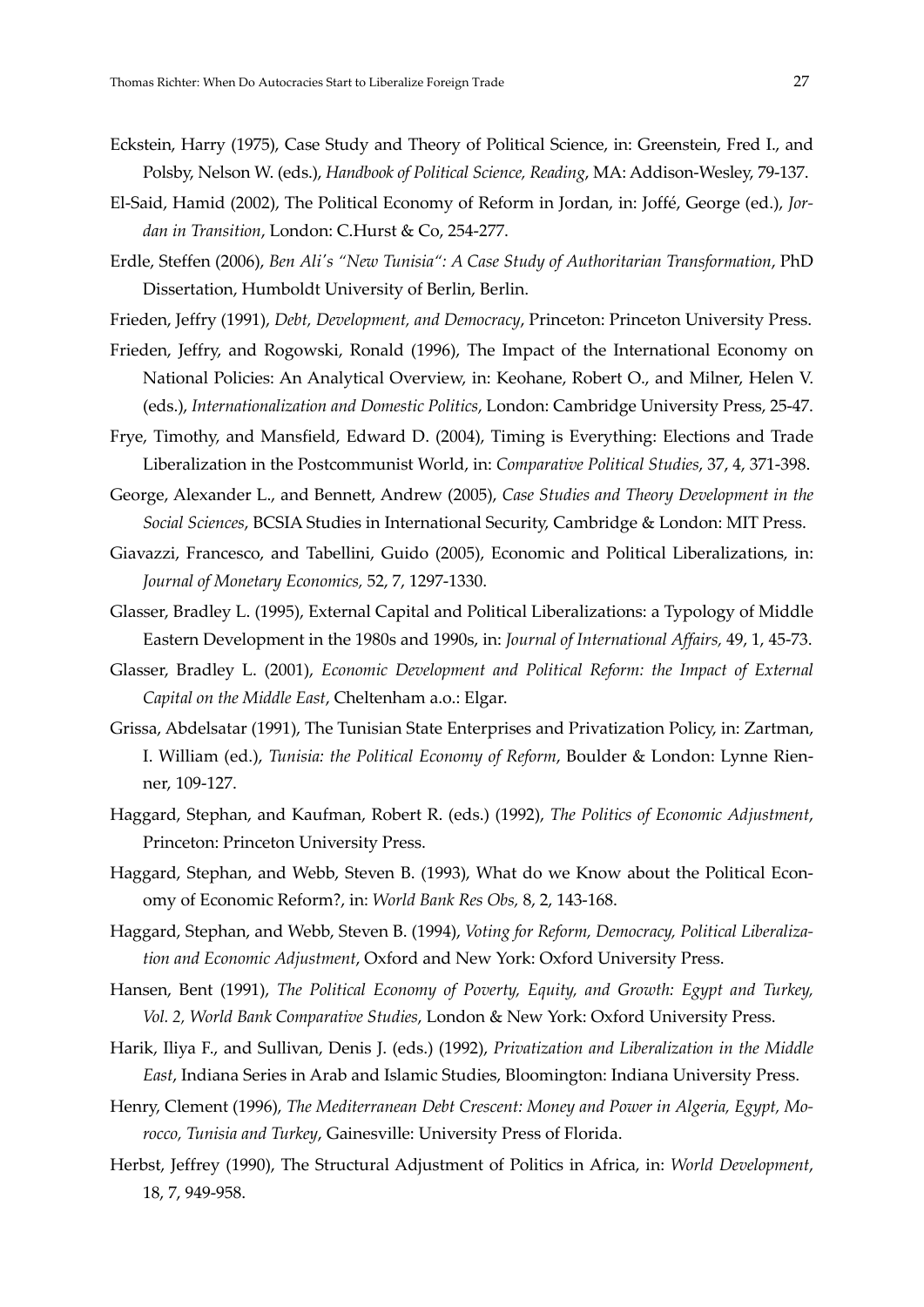Eckstein, Harry (1975), Case Study and Theory of Political Science, in: Greenstein, Fred I., and Polsby, Nelson W. (eds.), *Handbook of Political Science, Reading*, MA: Addison-Wesley, 79-137.

El-Said, Hamid (2002), The Political Economy of Reform in Jordan, in: Joffé, George (ed.), *Jordan in Transition*, London: C.Hurst & Co, 254-277.

Erdle, Steffen (2006), *Ben Ali's "New Tunisia": A Case Study of Authoritarian Transformation*, PhD Dissertation, Humboldt University of Berlin, Berlin.

Frieden, Jeffry (1991), *Debt, Development, and Democracy*, Princeton: Princeton University Press.

Frieden, Jeffry, and Rogowski, Ronald (1996), The Impact of the International Economy on National Policies: An Analytical Overview, in: Keohane, Robert O., and Milner, Helen V. (eds.), *Internationalization and Domestic Politics*, London: Cambridge University Press, 25-47.

Frye, Timothy, and Mansfield, Edward D. (2004), Timing is Everything: Elections and Trade Liberalization in the Postcommunist World, in: *Comparative Political Studies*, 37, 4, 371-398.

George, Alexander L., and Bennett, Andrew (2005), *Case Studies and Theory Development in the Social Sciences*, BCSIA Studies in International Security, Cambridge & London: MIT Press.

Giavazzi, Francesco, and Tabellini, Guido (2005), Economic and Political Liberalizations, in: *Journal of Monetary Economics,* 52, 7, 1297-1330.

Glasser, Bradley L. (1995), External Capital and Political Liberalizations: a Typology of Middle Eastern Development in the 1980s and 1990s, in: *Journal of International Affairs,* 49, 1, 45-73.

Glasser, Bradley L. (2001), *Economic Development and Political Reform: the Impact of External Capital on the Middle East*, Cheltenham a.o.: Elgar.

Grissa, Abdelsatar (1991), The Tunisian State Enterprises and Privatization Policy, in: Zartman, I. William (ed.), *Tunisia: the Political Economy of Reform*, Boulder & London: Lynne Rienner, 109-127.

Haggard, Stephan, and Kaufman, Robert R. (eds.) (1992), *The Politics of Economic Adjustment*, Princeton: Princeton University Press.

Haggard, Stephan, and Webb, Steven B. (1993), What do we Know about the Political Economy of Economic Reform?, in: *World Bank Res Obs,* 8, 2, 143-168.

Haggard, Stephan, and Webb, Steven B. (1994), *Voting for Reform, Democracy, Political Liberalization and Economic Adjustment*, Oxford and New York: Oxford University Press.

Hansen, Bent (1991), *The Political Economy of Poverty, Equity, and Growth: Egypt and Turkey, Vol. 2, World Bank Comparative Studies*, London & New York: Oxford University Press.

Harik, Iliya F., and Sullivan, Denis J. (eds.) (1992), *Privatization and Liberalization in the Middle East*, Indiana Series in Arab and Islamic Studies, Bloomington: Indiana University Press.

Henry, Clement (1996), *The Mediterranean Debt Crescent: Money and Power in Algeria, Egypt, Morocco, Tunisia and Turkey*, Gainesville: University Press of Florida.

Herbst, Jeffrey (1990), The Structural Adjustment of Politics in Africa, in: *World Development*, 18, 7, 949-958.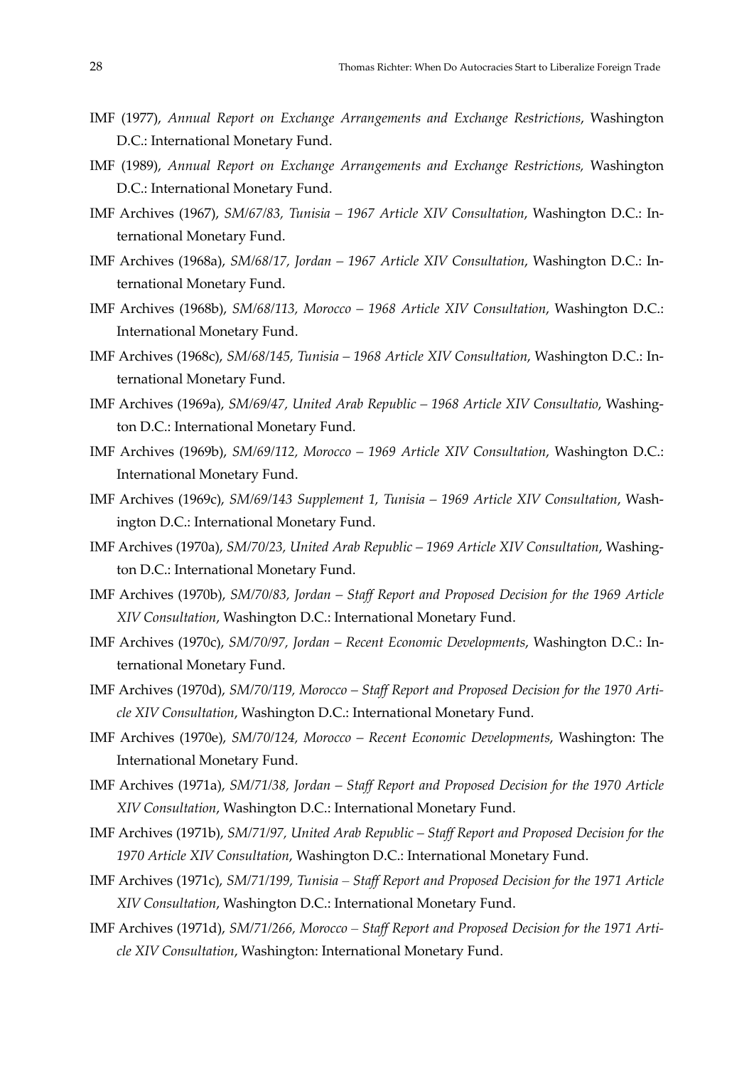IMF (1977), *Annual Report on Exchange Arrangements and Exchange Restrictions*, Washington D.C.: International Monetary Fund.

IMF (1989), *Annual Report on Exchange Arrangements and Exchange Restrictions,* Washington D.C.: International Monetary Fund.

IMF Archives (1967), *SM/67/83, Tunisia – 1967 Article XIV Consultation*, Washington D.C.: International Monetary Fund.

IMF Archives (1968a), *SM/68/17, Jordan – 1967 Article XIV Consultation*, Washington D.C.: International Monetary Fund.

IMF Archives (1968b), *SM/68/113, Morocco – 1968 Article XIV Consultation*, Washington D.C.: International Monetary Fund.

IMF Archives (1968c), *SM/68/145, Tunisia – 1968 Article XIV Consultation*, Washington D.C.: International Monetary Fund.

IMF Archives (1969a), *SM/69/47, United Arab Republic – 1968 Article XIV Consultatio*, Washington D.C.: International Monetary Fund.

IMF Archives (1969b), *SM/69/112, Morocco – 1969 Article XIV Consultation*, Washington D.C.: International Monetary Fund.

IMF Archives (1969c), *SM/69/143 Supplement 1, Tunisia – 1969 Article XIV Consultation*, Washington D.C.: International Monetary Fund.

IMF Archives (1970a), *SM/70/23, United Arab Republic – 1969 Article XIV Consultation*, Washington D.C.: International Monetary Fund.

IMF Archives (1970b), *SM/70/83, Jordan – Staff Report and Proposed Decision for the 1969 Article XIV Consultation*, Washington D.C.: International Monetary Fund.

IMF Archives (1970c), *SM/70/97, Jordan – Recent Economic Developments*, Washington D.C.: International Monetary Fund.

IMF Archives (1970d), *SM/70/119, Morocco – Staff Report and Proposed Decision for the 1970 Article XIV Consultation*, Washington D.C.: International Monetary Fund.

IMF Archives (1970e), *SM/70/124, Morocco – Recent Economic Developments*, Washington: The International Monetary Fund.

IMF Archives (1971a), *SM/71/38, Jordan – Staff Report and Proposed Decision for the 1970 Article XIV Consultation*, Washington D.C.: International Monetary Fund.

IMF Archives (1971b), *SM/71/97, United Arab Republic – Staff Report and Proposed Decision for the 1970 Article XIV Consultation*, Washington D.C.: International Monetary Fund.

IMF Archives (1971c), *SM/71/199, Tunisia – Staff Report and Proposed Decision for the 1971 Article XIV Consultation*, Washington D.C.: International Monetary Fund.

IMF Archives (1971d), *SM/71/266, Morocco – Staff Report and Proposed Decision for the 1971 Article XIV Consultation*, Washington: International Monetary Fund.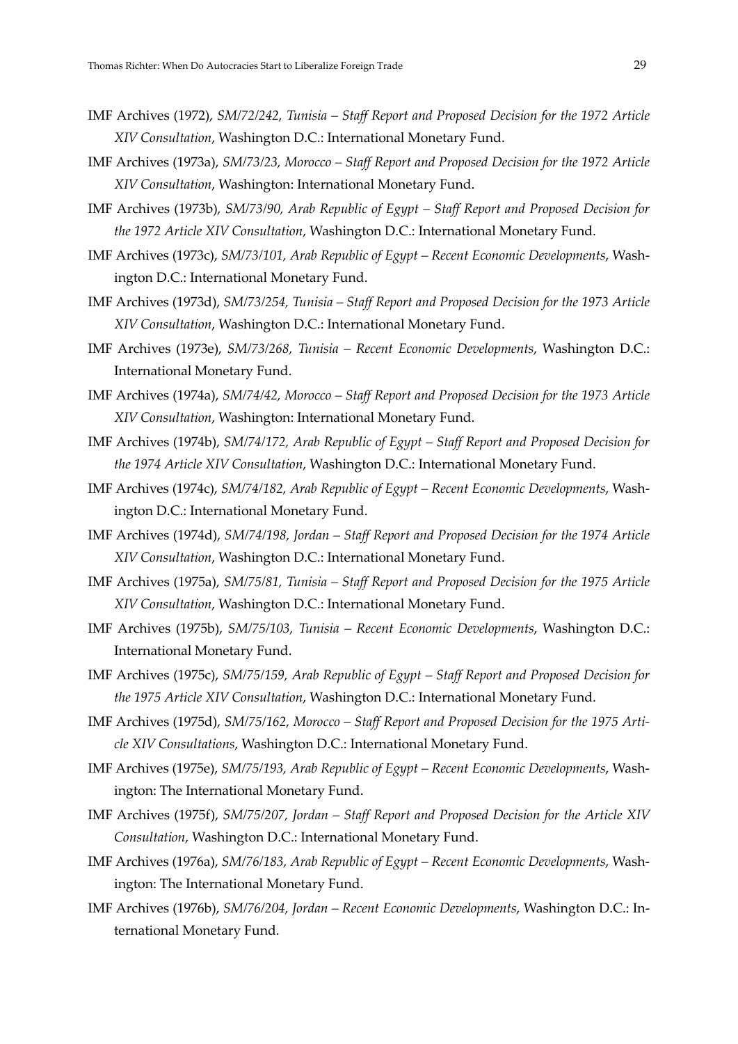IMF Archives (1972), *SM/72/242, Tunisia – Staff Report and Proposed Decision for the 1972 Article XIV Consultation*, Washington D.C.: International Monetary Fund.

IMF Archives (1973a), *SM/73/23, Morocco – Staff Report and Proposed Decision for the 1972 Article XIV Consultation*, Washington: International Monetary Fund.

IMF Archives (1973b), *SM/73/90, Arab Republic of Egypt – Staff Report and Proposed Decision for the 1972 Article XIV Consultation*, Washington D.C.: International Monetary Fund.

IMF Archives (1973c), *SM/73/101, Arab Republic of Egypt – Recent Economic Developments*, Washington D.C.: International Monetary Fund.

IMF Archives (1973d), *SM/73/254, Tunisia – Staff Report and Proposed Decision for the 1973 Article XIV Consultation*, Washington D.C.: International Monetary Fund.

IMF Archives (1973e), *SM/73/268, Tunisia – Recent Economic Developments*, Washington D.C.: International Monetary Fund.

IMF Archives (1974a), *SM/74/42, Morocco – Staff Report and Proposed Decision for the 1973 Article XIV Consultation*, Washington: International Monetary Fund.

IMF Archives (1974b), *SM/74/172, Arab Republic of Egypt – Staff Report and Proposed Decision for the 1974 Article XIV Consultation*, Washington D.C.: International Monetary Fund.

IMF Archives (1974c), *SM/74/182, Arab Republic of Egypt – Recent Economic Developments*, Washington D.C.: International Monetary Fund.

IMF Archives (1974d), *SM/74/198, Jordan – Staff Report and Proposed Decision for the 1974 Article XIV Consultation*, Washington D.C.: International Monetary Fund.

IMF Archives (1975a), *SM/75/81, Tunisia – Staff Report and Proposed Decision for the 1975 Article XIV Consultation*, Washington D.C.: International Monetary Fund.

IMF Archives (1975b), *SM/75/103, Tunisia – Recent Economic Developments*, Washington D.C.: International Monetary Fund.

IMF Archives (1975c), *SM/75/159, Arab Republic of Egypt – Staff Report and Proposed Decision for the 1975 Article XIV Consultation*, Washington D.C.: International Monetary Fund.

IMF Archives (1975d), *SM/75/162, Morocco – Staff Report and Proposed Decision for the 1975 Article XIV Consultations*, Washington D.C.: International Monetary Fund.

IMF Archives (1975e), *SM/75/193, Arab Republic of Egypt – Recent Economic Developments*, Washington: The International Monetary Fund.

IMF Archives (1975f), *SM/75/207, Jordan – Staff Report and Proposed Decision for the Article XIV Consultation*, Washington D.C.: International Monetary Fund.

IMF Archives (1976a), *SM/76/183, Arab Republic of Egypt – Recent Economic Developments*, Washington: The International Monetary Fund.

IMF Archives (1976b), *SM/76/204, Jordan – Recent Economic Developments*, Washington D.C.: International Monetary Fund.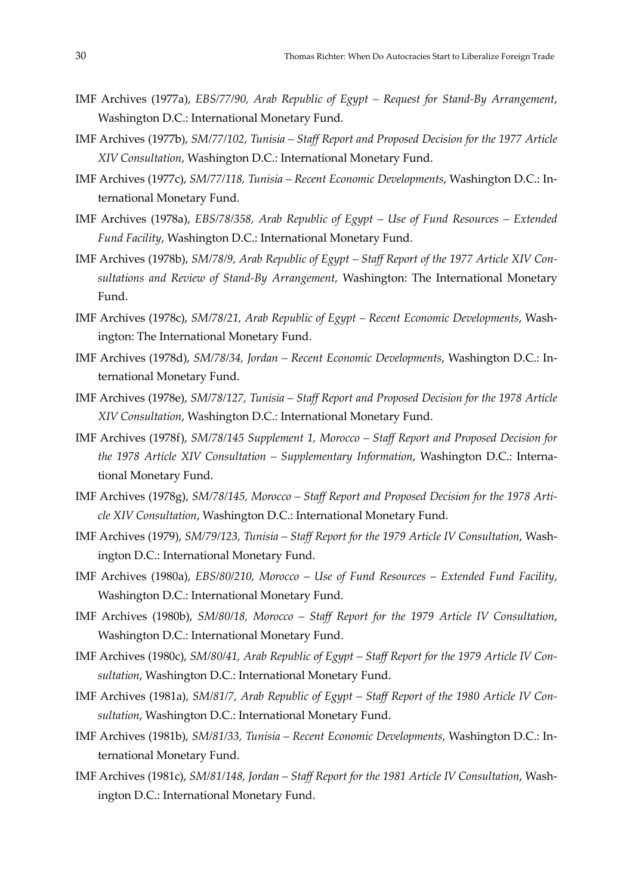IMF Archives (1977a), *EBS/77/90, Arab Republic of Egypt – Request for Stand-By Arrangement*, Washington D.C.: International Monetary Fund.

IMF Archives (1977b), *SM/77/102, Tunisia – Staff Report and Proposed Decision for the 1977 Article XIV Consultation*, Washington D.C.: International Monetary Fund.

IMF Archives (1977c), *SM/77/118, Tunisia – Recent Economic Developments*, Washington D.C.: International Monetary Fund.

IMF Archives (1978a), *EBS/78/358, Arab Republic of Egypt – Use of Fund Resources – Extended Fund Facility*, Washington D.C.: International Monetary Fund.

IMF Archives (1978b), *SM/78/9, Arab Republic of Egypt – Staff Report of the 1977 Article XIV Consultations and Review of Stand-By Arrangement,* Washington: The International Monetary Fund.

IMF Archives (1978c), *SM/78/21, Arab Republic of Egypt – Recent Economic Developments*, Washington: The International Monetary Fund.

IMF Archives (1978d), *SM/78/34, Jordan – Recent Economic Developments*, Washington D.C.: International Monetary Fund.

IMF Archives (1978e), *SM/78/127, Tunisia – Staff Report and Proposed Decision for the 1978 Article XIV Consultation*, Washington D.C.: International Monetary Fund.

IMF Archives (1978f), *SM/78/145 Supplement 1, Morocco – Staff Report and Proposed Decision for the 1978 Article XIV Consultation – Supplementary Information*, Washington D.C.: International Monetary Fund.

IMF Archives (1978g), *SM/78/145, Morocco – Staff Report and Proposed Decision for the 1978 Article XIV Consultation*, Washington D.C.: International Monetary Fund.

IMF Archives (1979), *SM/79/123, Tunisia – Staff Report for the 1979 Article IV Consultation*, Washington D.C.: International Monetary Fund.

IMF Archives (1980a), *EBS/80/210, Morocco – Use of Fund Resources – Extended Fund Facility*, Washington D.C.: International Monetary Fund.

IMF Archives (1980b), *SM/80/18, Morocco – Staff Report for the 1979 Article IV Consultation*, Washington D.C.: International Monetary Fund.

IMF Archives (1980c), *SM/80/41, Arab Republic of Egypt – Staff Report for the 1979 Article IV Consultation*, Washington D.C.: International Monetary Fund.

IMF Archives (1981a), *SM/81/7, Arab Republic of Egypt – Staff Report of the 1980 Article IV Consultation*, Washington D.C.: International Monetary Fund.

IMF Archives (1981b), *SM/81/33, Tunisia – Recent Economic Developments*, Washington D.C.: International Monetary Fund.

IMF Archives (1981c), *SM/81/148, Jordan – Staff Report for the 1981 Article IV Consultation*, Washington D.C.: International Monetary Fund.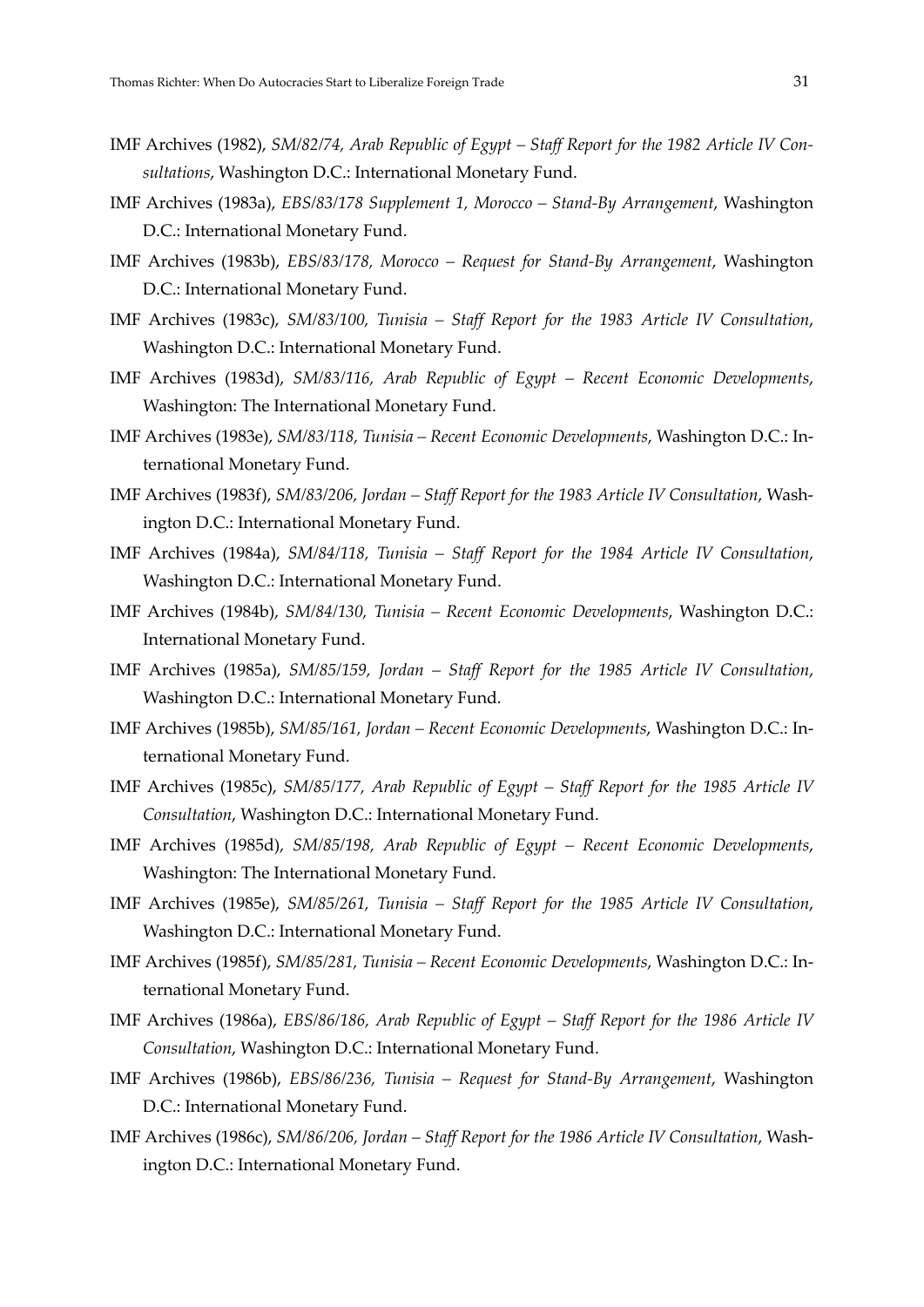IMF Archives (1982), *SM/82/74, Arab Republic of Egypt – Staff Report for the 1982 Article IV Consultations*, Washington D.C.: International Monetary Fund.

IMF Archives (1983a), *EBS/83/178 Supplement 1, Morocco – Stand-By Arrangement*, Washington D.C.: International Monetary Fund.

IMF Archives (1983b), *EBS/83/178, Morocco – Request for Stand-By Arrangement*, Washington D.C.: International Monetary Fund.

IMF Archives (1983c), *SM/83/100, Tunisia – Staff Report for the 1983 Article IV Consultation*, Washington D.C.: International Monetary Fund.

IMF Archives (1983d), *SM/83/116, Arab Republic of Egypt – Recent Economic Developments*, Washington: The International Monetary Fund.

IMF Archives (1983e), *SM/83/118, Tunisia – Recent Economic Developments*, Washington D.C.: International Monetary Fund.

IMF Archives (1983f), *SM/83/206, Jordan – Staff Report for the 1983 Article IV Consultation*, Washington D.C.: International Monetary Fund.

IMF Archives (1984a), *SM/84/118, Tunisia – Staff Report for the 1984 Article IV Consultation*, Washington D.C.: International Monetary Fund.

IMF Archives (1984b), *SM/84/130, Tunisia – Recent Economic Developments*, Washington D.C.: International Monetary Fund.

IMF Archives (1985a), *SM/85/159, Jordan – Staff Report for the 1985 Article IV Consultation*, Washington D.C.: International Monetary Fund.

IMF Archives (1985b), *SM/85/161, Jordan – Recent Economic Developments*, Washington D.C.: International Monetary Fund.

IMF Archives (1985c), *SM/85/177, Arab Republic of Egypt – Staff Report for the 1985 Article IV Consultation*, Washington D.C.: International Monetary Fund.

IMF Archives (1985d), *SM/85/198, Arab Republic of Egypt – Recent Economic Developments*, Washington: The International Monetary Fund.

IMF Archives (1985e), *SM/85/261, Tunisia – Staff Report for the 1985 Article IV Consultation*, Washington D.C.: International Monetary Fund.

IMF Archives (1985f), *SM/85/281, Tunisia – Recent Economic Developments*, Washington D.C.: International Monetary Fund.

IMF Archives (1986a), *EBS/86/186, Arab Republic of Egypt – Staff Report for the 1986 Article IV Consultation*, Washington D.C.: International Monetary Fund.

IMF Archives (1986b), *EBS/86/236, Tunisia – Request for Stand-By Arrangement*, Washington D.C.: International Monetary Fund.

IMF Archives (1986c), *SM/86/206, Jordan – Staff Report for the 1986 Article IV Consultation*, Washington D.C.: International Monetary Fund.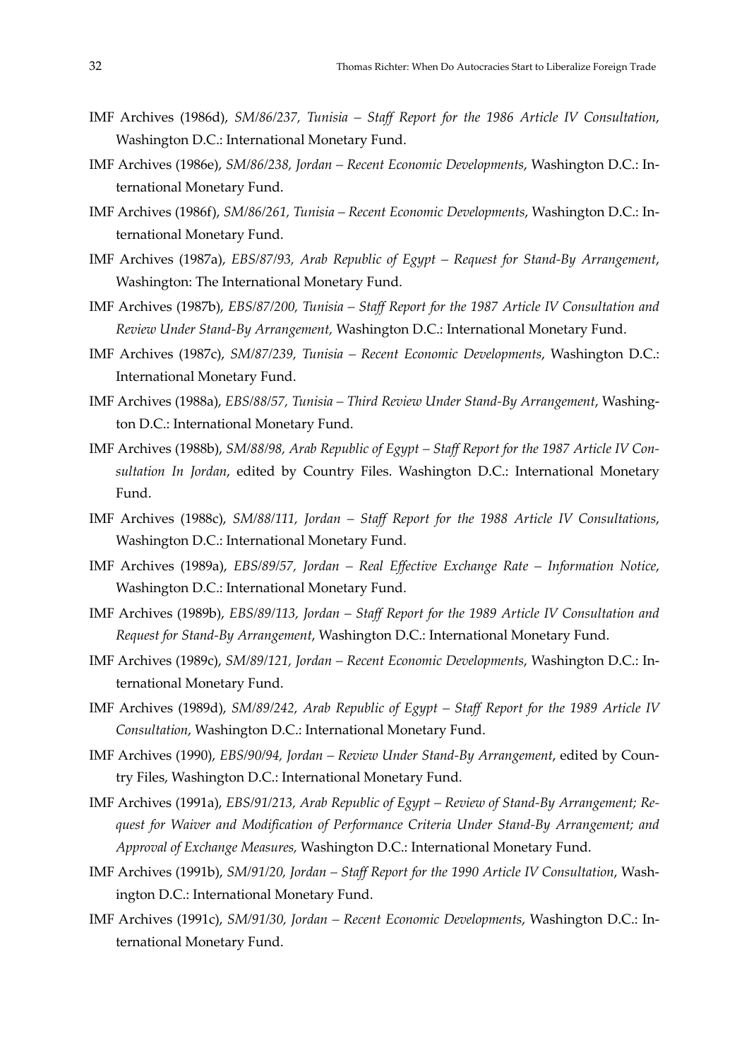IMF Archives (1986d), *SM/86/237, Tunisia – Staff Report for the 1986 Article IV Consultation*, Washington D.C.: International Monetary Fund.

IMF Archives (1986e), *SM/86/238, Jordan – Recent Economic Developments*, Washington D.C.: International Monetary Fund.

IMF Archives (1986f), *SM/86/261, Tunisia – Recent Economic Developments*, Washington D.C.: International Monetary Fund.

IMF Archives (1987a), *EBS/87/93, Arab Republic of Egypt – Request for Stand-By Arrangement*, Washington: The International Monetary Fund.

IMF Archives (1987b), *EBS/87/200, Tunisia – Staff Report for the 1987 Article IV Consultation and Review Under Stand-By Arrangement,* Washington D.C.: International Monetary Fund.

IMF Archives (1987c), *SM/87/239, Tunisia – Recent Economic Developments*, Washington D.C.: International Monetary Fund.

IMF Archives (1988a), *EBS/88/57, Tunisia – Third Review Under Stand-By Arrangement*, Washington D.C.: International Monetary Fund.

IMF Archives (1988b), *SM/88/98, Arab Republic of Egypt – Staff Report for the 1987 Article IV Consultation In Jordan*, edited by Country Files. Washington D.C.: International Monetary Fund.

IMF Archives (1988c), *SM/88/111, Jordan – Staff Report for the 1988 Article IV Consultations*, Washington D.C.: International Monetary Fund.

IMF Archives (1989a), *EBS/89/57, Jordan – Real Effective Exchange Rate – Information Notice*, Washington D.C.: International Monetary Fund.

IMF Archives (1989b), *EBS/89/113, Jordan – Staff Report for the 1989 Article IV Consultation and Request for Stand-By Arrangement*, Washington D.C.: International Monetary Fund.

IMF Archives (1989c), *SM/89/121, Jordan – Recent Economic Developments*, Washington D.C.: International Monetary Fund.

IMF Archives (1989d), *SM/89/242, Arab Republic of Egypt – Staff Report for the 1989 Article IV Consultation*, Washington D.C.: International Monetary Fund.

IMF Archives (1990), *EBS/90/94, Jordan – Review Under Stand-By Arrangement*, edited by Country Files, Washington D.C.: International Monetary Fund.

IMF Archives (1991a), *EBS/91/213, Arab Republic of Egypt – Review of Stand-By Arrangement; Request for Waiver and Modification of Performance Criteria Under Stand-By Arrangement; and Approval of Exchange Measures,* Washington D.C.: International Monetary Fund.

IMF Archives (1991b), *SM/91/20, Jordan – Staff Report for the 1990 Article IV Consultation*, Washington D.C.: International Monetary Fund.

IMF Archives (1991c), *SM/91/30, Jordan – Recent Economic Developments*, Washington D.C.: International Monetary Fund.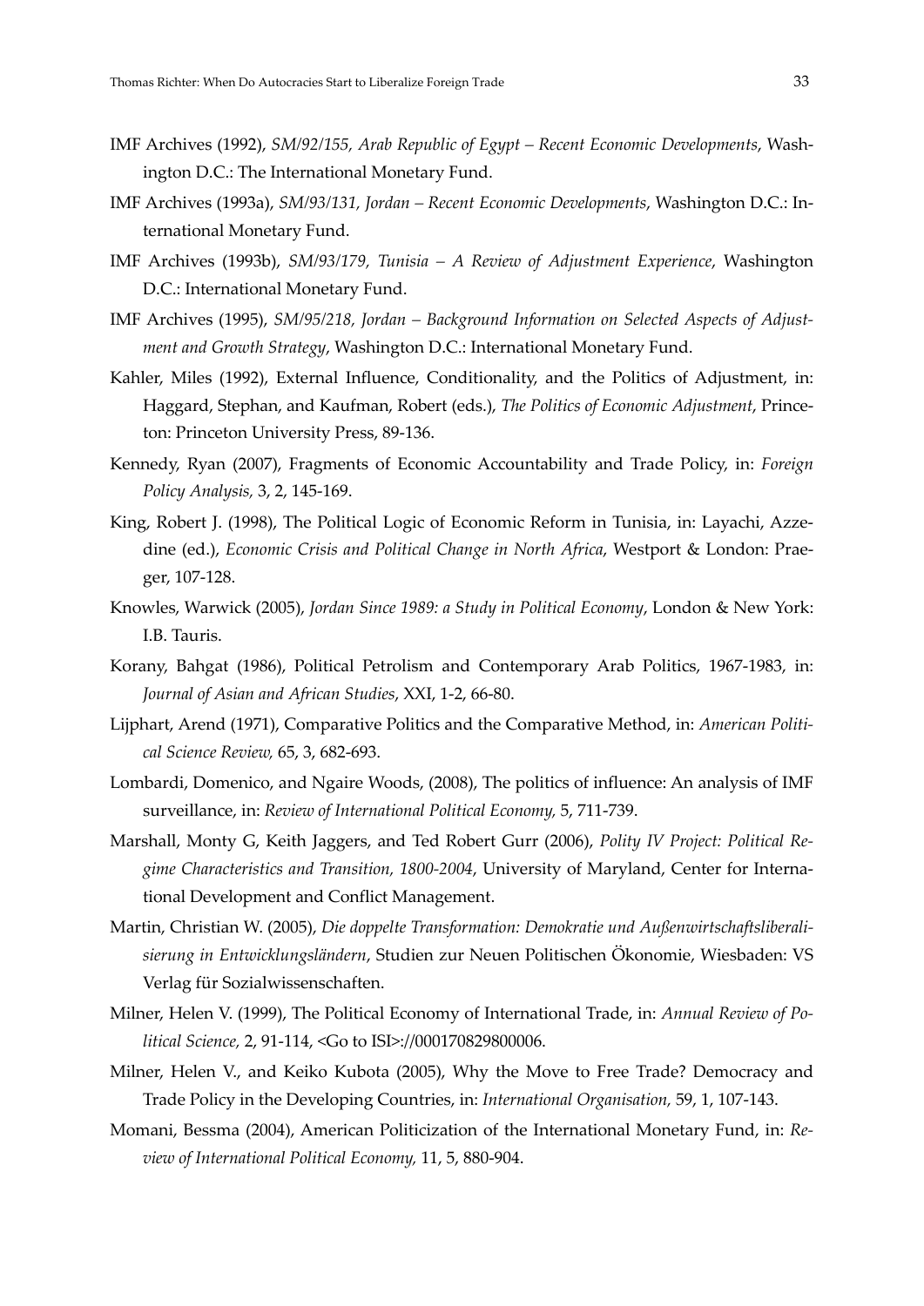IMF Archives (1992), *SM/92/155, Arab Republic of Egypt – Recent Economic Developments*, Washington D.C.: The International Monetary Fund.

IMF Archives (1993a), *SM/93/131, Jordan – Recent Economic Developments*, Washington D.C.: International Monetary Fund.

IMF Archives (1993b), *SM/93/179, Tunisia – A Review of Adjustment Experience*, Washington D.C.: International Monetary Fund.

IMF Archives (1995), *SM/95/218, Jordan – Background Information on Selected Aspects of Adjustment and Growth Strategy*, Washington D.C.: International Monetary Fund.

Kahler, Miles (1992), External Influence, Conditionality, and the Politics of Adjustment, in: Haggard, Stephan, and Kaufman, Robert (eds.), *The Politics of Economic Adjustment*, Princeton: Princeton University Press, 89-136.

Kennedy, Ryan (2007), Fragments of Economic Accountability and Trade Policy, in: *Foreign Policy Analysis,* 3, 2, 145-169.

King, Robert J. (1998), The Political Logic of Economic Reform in Tunisia, in: Layachi, Azzedine (ed.), *Economic Crisis and Political Change in North Africa*, Westport & London: Praeger, 107-128.

Knowles, Warwick (2005), *Jordan Since 1989: a Study in Political Economy*, London & New York: I.B. Tauris.

Korany, Bahgat (1986), Political Petrolism and Contemporary Arab Politics, 1967-1983, in: *Journal of Asian and African Studies*, XXI, 1-2, 66-80.

Lijphart, Arend (1971), Comparative Politics and the Comparative Method, in: *American Political Science Review,* 65, 3, 682-693.

Lombardi, Domenico, and Ngaire Woods, (2008), The politics of influence: An analysis of IMF surveillance, in: *Review of International Political Economy,* 5, 711-739.

Marshall, Monty G, Keith Jaggers, and Ted Robert Gurr (2006), *Polity IV Project: Political Regime Characteristics and Transition, 1800-2004*, University of Maryland, Center for International Development and Conflict Management.

Martin, Christian W. (2005), *Die doppelte Transformation: Demokratie und Außenwirtschaftsliberalisierung in Entwicklungsländern*, Studien zur Neuen Politischen Ökonomie, Wiesbaden: VS Verlag für Sozialwissenschaften.

Milner, Helen V. (1999), The Political Economy of International Trade, in: *Annual Review of Political Science,* 2, 91-114, <Go to ISI>://000170829800006.

Milner, Helen V., and Keiko Kubota (2005), Why the Move to Free Trade? Democracy and Trade Policy in the Developing Countries, in: *International Organisation,* 59, 1, 107-143.

Momani, Bessma (2004), American Politicization of the International Monetary Fund, in: *Review of International Political Economy,* 11, 5, 880-904.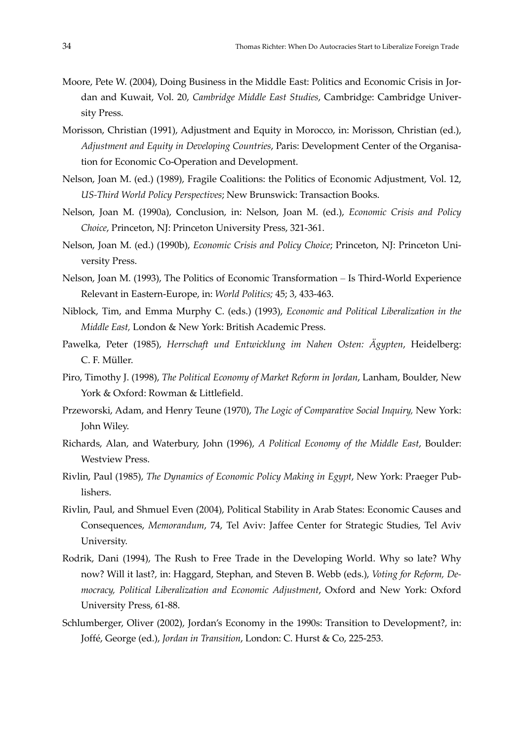Moore, Pete W. (2004), Doing Business in the Middle East: Politics and Economic Crisis in Jordan and Kuwait, Vol. 20, *Cambridge Middle East Studies*, Cambridge: Cambridge University Press.

Morisson, Christian (1991), Adjustment and Equity in Morocco, in: Morisson, Christian (ed.), *Adjustment and Equity in Developing Countries*, Paris: Development Center of the Organisation for Economic Co-Operation and Development.

Nelson, Joan M. (ed.) (1989), Fragile Coalitions: the Politics of Economic Adjustment, Vol. 12, *US-Third World Policy Perspectives*; New Brunswick: Transaction Books.

Nelson, Joan M. (1990a), Conclusion, in: Nelson, Joan M. (ed.), *Economic Crisis and Policy Choice*, Princeton, NJ: Princeton University Press, 321-361.

Nelson, Joan M. (ed.) (1990b), *Economic Crisis and Policy Choice*; Princeton, NJ: Princeton University Press.

Nelson, Joan M. (1993), The Politics of Economic Transformation – Is Third-World Experience Relevant in Eastern-Europe, in: *World Politics;* 45; 3, 433-463.

Niblock, Tim, and Emma Murphy C. (eds.) (1993), *Economic and Political Liberalization in the Middle East,* London & New York: British Academic Press.

Pawelka, Peter (1985), *Herrschaft und Entwicklung im Nahen Osten: Ägypten*, Heidelberg: C. F. Müller.

Piro, Timothy J. (1998), *The Political Economy of Market Reform in Jordan*, Lanham, Boulder, New York & Oxford: Rowman & Littlefield.

Przeworski, Adam, and Henry Teune (1970), *The Logic of Comparative Social Inquiry,* New York: John Wiley.

Richards, Alan, and Waterbury, John (1996), *A Political Economy of the Middle East*, Boulder: Westview Press.

Rivlin, Paul (1985), *The Dynamics of Economic Policy Making in Egypt*, New York: Praeger Publishers.

Rivlin, Paul, and Shmuel Even (2004), Political Stability in Arab States: Economic Causes and Consequences, *Memorandum*, 74, Tel Aviv: Jaffee Center for Strategic Studies, Tel Aviv University.

Rodrik, Dani (1994), The Rush to Free Trade in the Developing World. Why so late? Why now? Will it last?, in: Haggard, Stephan, and Steven B. Webb (eds.), *Voting for Reform, Democracy, Political Liberalization and Economic Adjustment*, Oxford and New York: Oxford University Press, 61-88.

Schlumberger, Oliver (2002), Jordan's Economy in the 1990s: Transition to Development?, in: Joffé, George (ed.), *Jordan in Transition*, London: C. Hurst & Co, 225-253.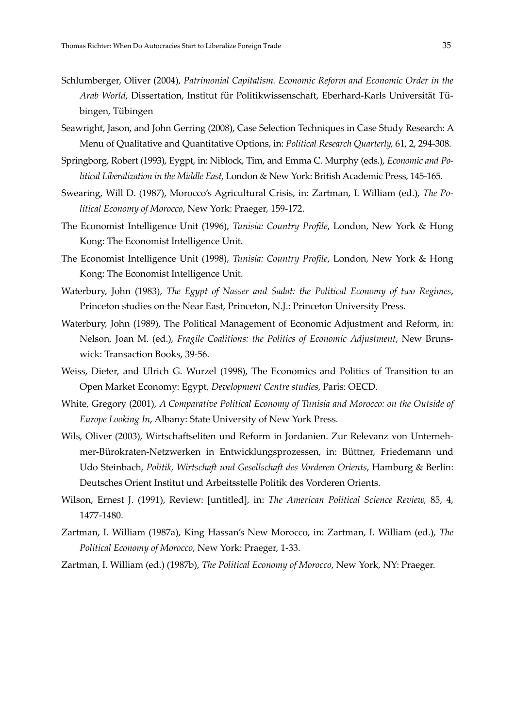Schlumberger, Oliver (2004), *Patrimonial Capitalism. Economic Reform and Economic Order in the Arab World*, Dissertation, Institut für Politikwissenschaft, Eberhard-Karls Universität Tübingen, Tübingen

Seawright, Jason, and John Gerring (2008), Case Selection Techniques in Case Study Research: A Menu of Qualitative and Quantitative Options, in: *Political Research Quarterly,* 61, 2, 294-308.

Springborg, Robert (1993), Eygpt, in: Niblock, Tim, and Emma C. Murphy (eds.), *Economic and Political Liberalization in the Middle East*, London & New York: British Academic Press, 145-165.

Swearing, Will D. (1987), Morocco's Agricultural Crisis, in: Zartman, I. William (ed.), *The Political Economy of Morocco*, New York: Praeger, 159-172.

The Economist Intelligence Unit (1996), *Tunisia: Country Profile*, London, New York & Hong Kong: The Economist Intelligence Unit.

The Economist Intelligence Unit (1998), *Tunisia: Country Profile*, London, New York & Hong Kong: The Economist Intelligence Unit.

Waterbury, John (1983), *The Egypt of Nasser and Sadat: the Political Economy of two Regimes*, Princeton studies on the Near East, Princeton, N.J.: Princeton University Press.

Waterbury, John (1989), The Political Management of Economic Adjustment and Reform, in: Nelson, Joan M. (ed.), *Fragile Coalitions: the Politics of Economic Adjustment*, New Brunswick: Transaction Books, 39-56.

Weiss, Dieter, and Ulrich G. Wurzel (1998), The Economics and Politics of Transition to an Open Market Economy: Egypt, *Development Centre studies*, Paris: OECD.

White, Gregory (2001), *A Comparative Political Economy of Tunisia and Morocco: on the Outside of Europe Looking In*, Albany: State University of New York Press.

Wils, Oliver (2003), Wirtschaftseliten und Reform in Jordanien. Zur Relevanz von Unternehmer-Bürokraten-Netzwerken in Entwicklungsprozessen, in: Büttner, Friedemann und Udo Steinbach, *Politik, Wirtschaft und Gesellschaft des Vorderen Orients*, Hamburg & Berlin: Deutsches Orient Institut und Arbeitsstelle Politik des Vorderen Orients.

Wilson, Ernest J. (1991), Review: [untitled], in: *The American Political Science Review,* 85, 4, 1477-1480.

Zartman, I. William (1987a), King Hassan's New Morocco, in: Zartman, I. William (ed.), *The Political Economy of Morocco*, New York: Praeger, 1-33.

Zartman, I. William (ed.) (1987b), *The Political Economy of Morocco*, New York, NY: Praeger.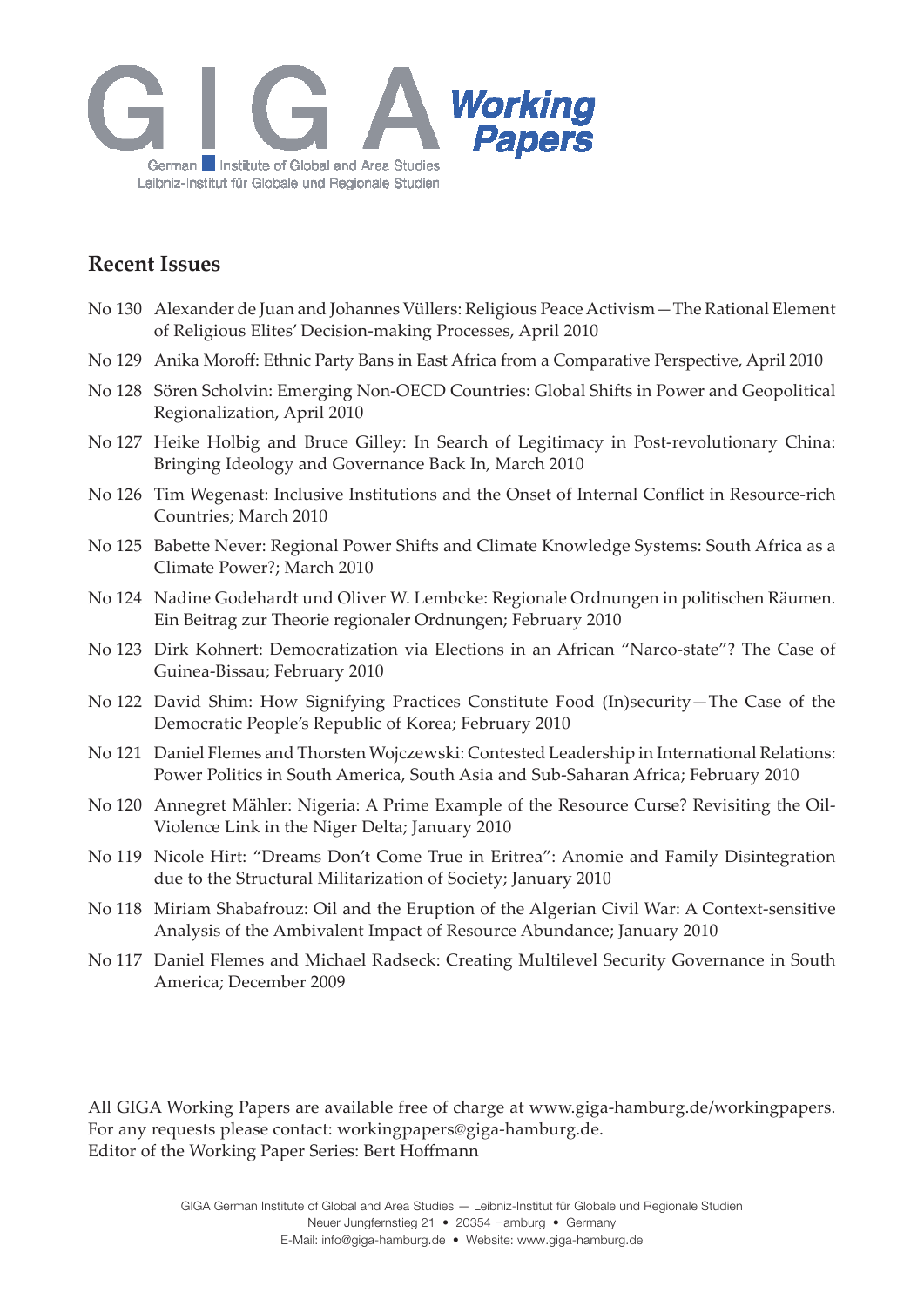# GIGA Working Papers

German Institute of Global and Area Studies
Leibniz-Institut für Globale und Regionale Studien

## Recent Issues

No 130 Alexander de Juan and Johannes Vüllers: Religious Peace Activism — The Rational Element of Religious Elites' Decision-making Processes, April 2010

No 129 Anika Moroff: Ethnic Party Bans in East Africa from a Comparative Perspective, April 2010

No 128 Sören Scholvin: Emerging Non-OECD Countries: Global Shifts in Power and Geopolitical Regionalization, April 2010

No 127 Heike Holbig and Bruce Gilley: In Search of Legitimacy in Post-revolutionary China: Bringing Ideology and Governance Back In, March 2010

No 126 Tim Wegenast: Inclusive Institutions and the Onset of Internal Conflict in Resource-rich Countries; March 2010

No 125 Babette Never: Regional Power Shifts and Climate Knowledge Systems: South Africa as a Climate Power?; March 2010

No 124 Nadine Godehardt und Oliver W. Lembcke: Regionale Ordnungen in politischen Räumen. Ein Beitrag zur Theorie regionaler Ordnungen; February 2010

No 123 Dirk Kohnert: Democratization via Elections in an African "Narco-state"? The Case of Guinea-Bissau; February 2010

No 122 David Shim: How Signifying Practices Constitute Food (In)security — The Case of the Democratic People's Republic of Korea; February 2010

No 121 Daniel Flemes and Thorsten Wojczewski: Contested Leadership in International Relations: Power Politics in South America, South Asia and Sub-Saharan Africa; February 2010

No 120 Annegret Mähler: Nigeria: A Prime Example of the Resource Curse? Revisiting the Oil-Violence Link in the Niger Delta; January 2010

No 119 Nicole Hirt: "Dreams Don't Come True in Eritrea": Anomie and Family Disintegration due to the Structural Militarization of Society; January 2010

No 118 Miriam Shabafrouz: Oil and the Eruption of the Algerian Civil War: A Context-sensitive Analysis of the Ambivalent Impact of Resource Abundance; January 2010

No 117 Daniel Flemes and Michael Radseck: Creating Multilevel Security Governance in South America; December 2009

All GIGA Working Papers are available free of charge at www.giga-hamburg.de/workingpapers.
For any requests please contact: workingpapers@giga-hamburg.de.
Editor of the Working Paper Series: Bert Hoffmann

GIGA German Institute of Global and Area Studies — Leibniz-Institut für Globale und Regionale Studien
Neuer Jungfernstieg 21 • 20354 Hamburg • Germany
E-Mail: info@giga-hamburg.de • Website: www.giga-hamburg.de